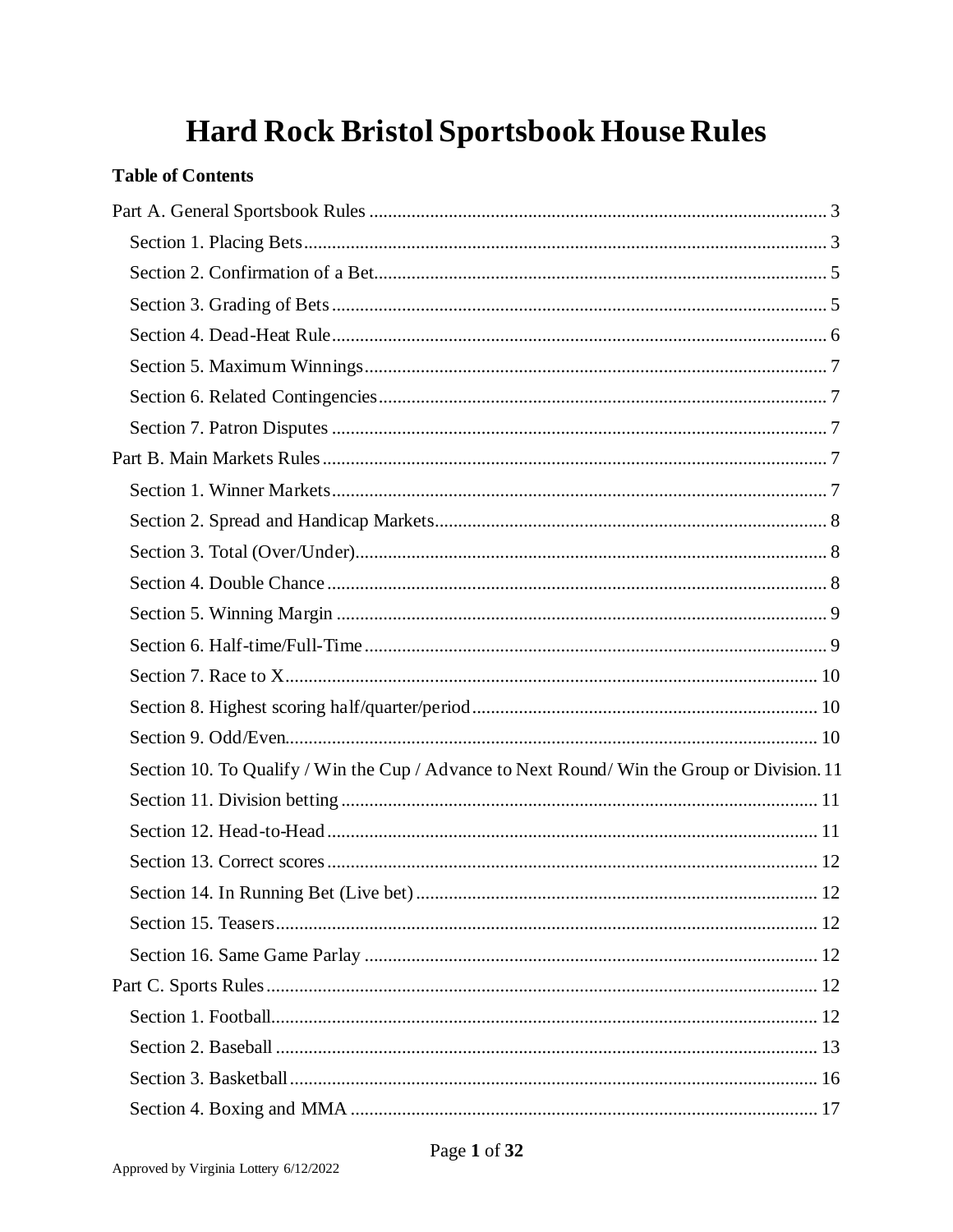# Hard Rock Bristol Sportsbook House Rules

**Table of Contents**

- Part A. General Sportsbook Rules ... 3
  - Section 1. Placing Bets ... 3
  - Section 2. Confirmation of a Bet ... 5
  - Section 3. Grading of Bets ... 5
  - Section 4. Dead-Heat Rule ... 6
  - Section 5. Maximum Winnings ... 7
  - Section 6. Related Contingencies ... 7
  - Section 7. Patron Disputes ... 7
- Part B. Main Markets Rules ... 7
  - Section 1. Winner Markets ... 7
  - Section 2. Spread and Handicap Markets ... 8
  - Section 3. Total (Over/Under) ... 8
  - Section 4. Double Chance ... 8
  - Section 5. Winning Margin ... 9
  - Section 6. Half-time/Full-Time ... 9
  - Section 7. Race to X ... 10
  - Section 8. Highest scoring half/quarter/period ... 10
  - Section 9. Odd/Even ... 10
  - Section 10. To Qualify / Win the Cup / Advance to Next Round/ Win the Group or Division ... 11
  - Section 11. Division betting ... 11
  - Section 12. Head-to-Head ... 11
  - Section 13. Correct scores ... 12
  - Section 14. In Running Bet (Live bet) ... 12
  - Section 15. Teasers ... 12
  - Section 16. Same Game Parlay ... 12
- Part C. Sports Rules ... 12
  - Section 1. Football ... 12
  - Section 2. Baseball ... 13
  - Section 3. Basketball ... 16
  - Section 4. Boxing and MMA ... 17

Approved by Virginia Lottery 6/12/2022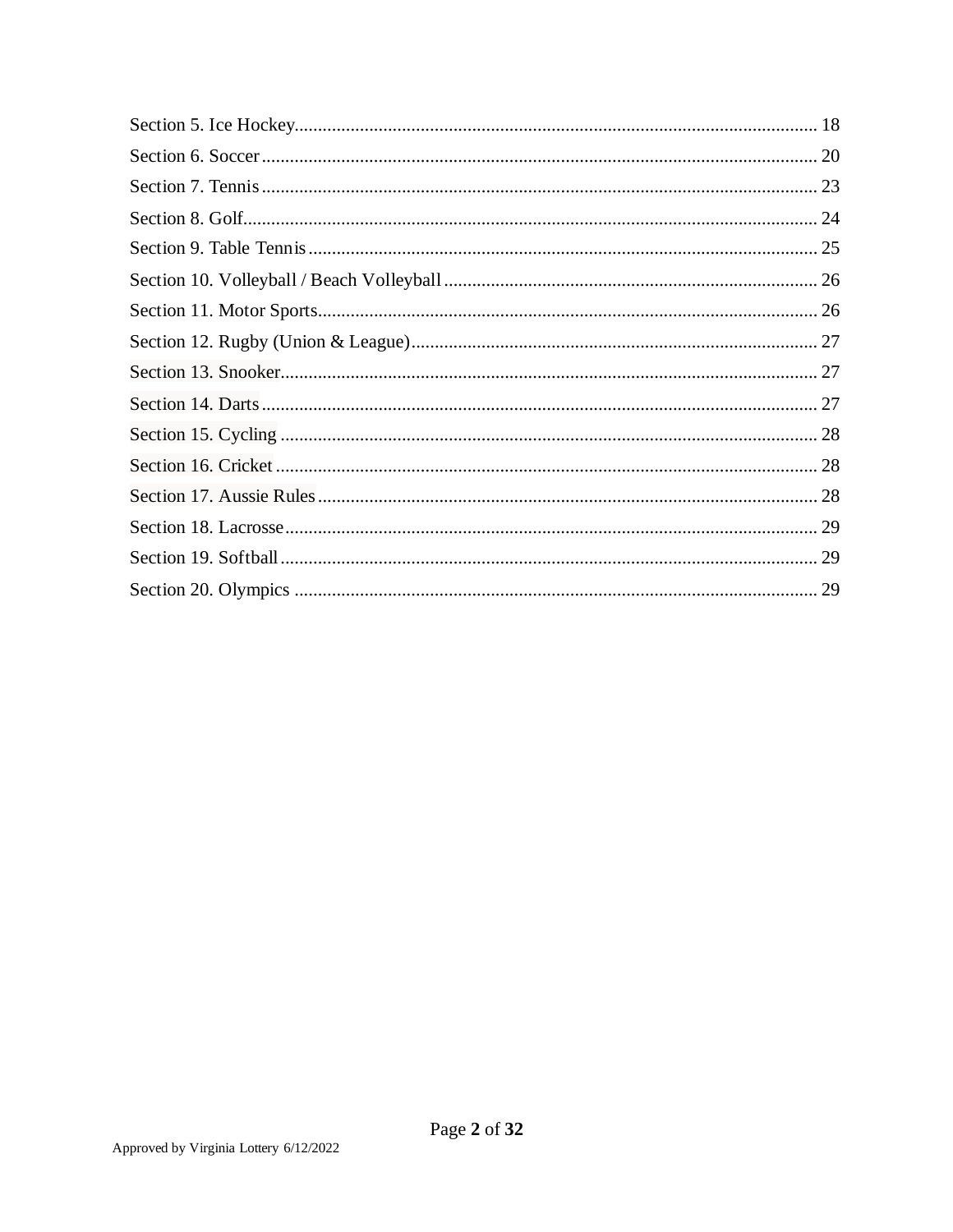Section 5. Ice Hockey............................................................................................................... 18
Section 6. Soccer....................................................................................................................... 20
Section 7. Tennis....................................................................................................................... 23
Section 8. Golf........................................................................................................................... 24
Section 9. Table Tennis............................................................................................................ 25
Section 10. Volleyball / Beach Volleyball............................................................................... 26
Section 11. Motor Sports.......................................................................................................... 26
Section 12. Rugby (Union & League)...................................................................................... 27
Section 13. Snooker.................................................................................................................. 27
Section 14. Darts...................................................................................................................... 27
Section 15. Cycling.................................................................................................................. 28
Section 16. Cricket................................................................................................................... 28
Section 17. Aussie Rules.......................................................................................................... 28
Section 18. Lacrosse................................................................................................................. 29
Section 19. Softball.................................................................................................................. 29
Section 20. Olympics............................................................................................................... 29

Approved by Virginia Lottery 6/12/2022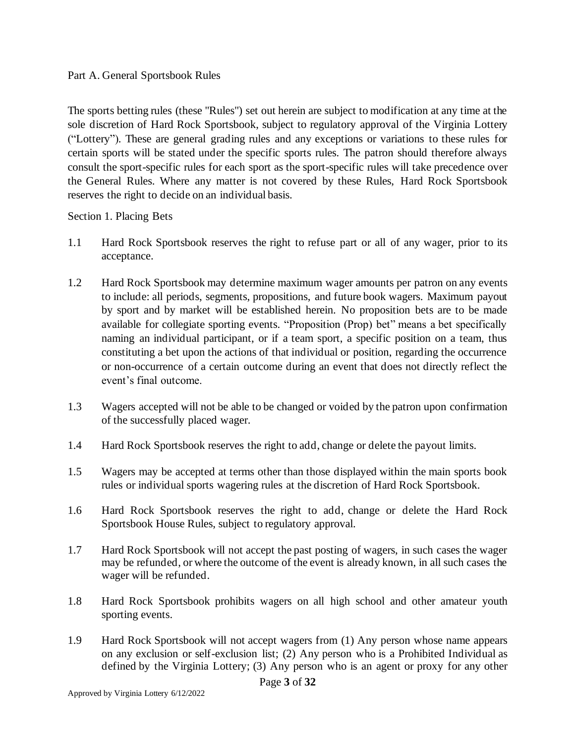## Part A. General Sportsbook Rules

The sports betting rules (these "Rules") set out herein are subject to modification at any time at the sole discretion of Hard Rock Sportsbook, subject to regulatory approval of the Virginia Lottery ("Lottery"). These are general grading rules and any exceptions or variations to these rules for certain sports will be stated under the specific sports rules. The patron should therefore always consult the sport-specific rules for each sport as the sport-specific rules will take precedence over the General Rules. Where any matter is not covered by these Rules, Hard Rock Sportsbook reserves the right to decide on an individual basis.

### Section 1. Placing Bets

1.1 Hard Rock Sportsbook reserves the right to refuse part or all of any wager, prior to its acceptance.

1.2 Hard Rock Sportsbook may determine maximum wager amounts per patron on any events to include: all periods, segments, propositions, and future book wagers. Maximum payout by sport and by market will be established herein. No proposition bets are to be made available for collegiate sporting events. "Proposition (Prop) bet" means a bet specifically naming an individual participant, or if a team sport, a specific position on a team, thus constituting a bet upon the actions of that individual or position, regarding the occurrence or non-occurrence of a certain outcome during an event that does not directly reflect the event's final outcome.

1.3 Wagers accepted will not be able to be changed or voided by the patron upon confirmation of the successfully placed wager.

1.4 Hard Rock Sportsbook reserves the right to add, change or delete the payout limits.

1.5 Wagers may be accepted at terms other than those displayed within the main sports book rules or individual sports wagering rules at the discretion of Hard Rock Sportsbook.

1.6 Hard Rock Sportsbook reserves the right to add, change or delete the Hard Rock Sportsbook House Rules, subject to regulatory approval.

1.7 Hard Rock Sportsbook will not accept the past posting of wagers, in such cases the wager may be refunded, or where the outcome of the event is already known, in all such cases the wager will be refunded.

1.8 Hard Rock Sportsbook prohibits wagers on all high school and other amateur youth sporting events.

1.9 Hard Rock Sportsbook will not accept wagers from (1) Any person whose name appears on any exclusion or self-exclusion list; (2) Any person who is a Prohibited Individual as defined by the Virginia Lottery; (3) Any person who is an agent or proxy for any other

Approved by Virginia Lottery 6/12/2022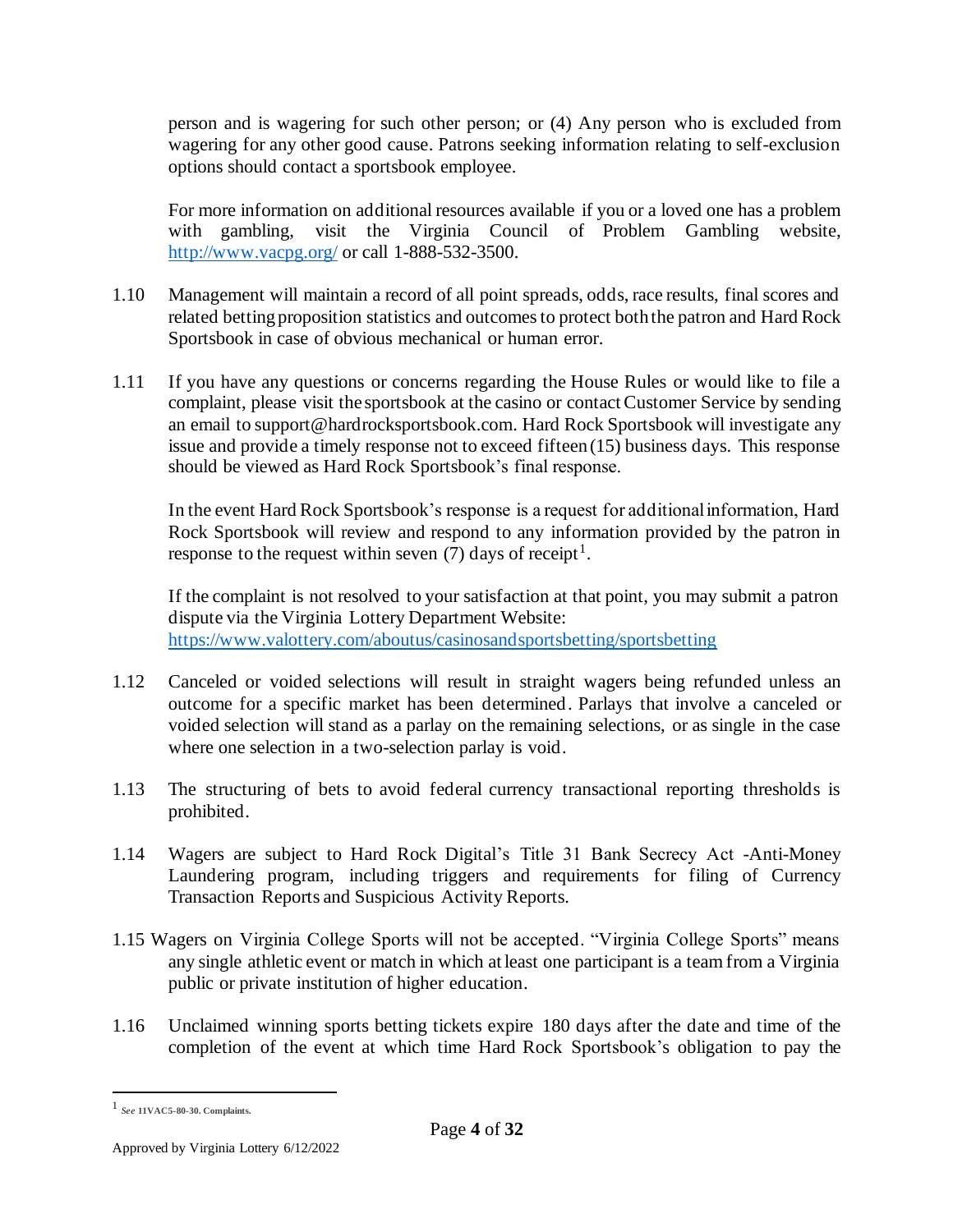person and is wagering for such other person; or (4) Any person who is excluded from wagering for any other good cause. Patrons seeking information relating to self-exclusion options should contact a sportsbook employee.

For more information on additional resources available if you or a loved one has a problem with gambling, visit the Virginia Council of Problem Gambling website, http://www.vacpg.org/ or call 1-888-532-3500.

1.10 Management will maintain a record of all point spreads, odds, race results, final scores and related betting proposition statistics and outcomes to protect both the patron and Hard Rock Sportsbook in case of obvious mechanical or human error.

1.11 If you have any questions or concerns regarding the House Rules or would like to file a complaint, please visit the sportsbook at the casino or contact Customer Service by sending an email to support@hardrocksportsbook.com. Hard Rock Sportsbook will investigate any issue and provide a timely response not to exceed fifteen (15) business days. This response should be viewed as Hard Rock Sportsbook's final response.

In the event Hard Rock Sportsbook's response is a request for additional information, Hard Rock Sportsbook will review and respond to any information provided by the patron in response to the request within seven (7) days of receipt[1].

If the complaint is not resolved to your satisfaction at that point, you may submit a patron dispute via the Virginia Lottery Department Website: https://www.valottery.com/aboutus/casinosandsportsbetting/sportsbetting

1.12 Canceled or voided selections will result in straight wagers being refunded unless an outcome for a specific market has been determined. Parlays that involve a canceled or voided selection will stand as a parlay on the remaining selections, or as single in the case where one selection in a two-selection parlay is void.

1.13 The structuring of bets to avoid federal currency transactional reporting thresholds is prohibited.

1.14 Wagers are subject to Hard Rock Digital's Title 31 Bank Secrecy Act -Anti-Money Laundering program, including triggers and requirements for filing of Currency Transaction Reports and Suspicious Activity Reports.

1.15 Wagers on Virginia College Sports will not be accepted. "Virginia College Sports" means any single athletic event or match in which at least one participant is a team from a Virginia public or private institution of higher education.

1.16 Unclaimed winning sports betting tickets expire 180 days after the date and time of the completion of the event at which time Hard Rock Sportsbook's obligation to pay the

---

[1] *See* **11VAC5-80-30. Complaints.**

Approved by Virginia Lottery 6/12/2022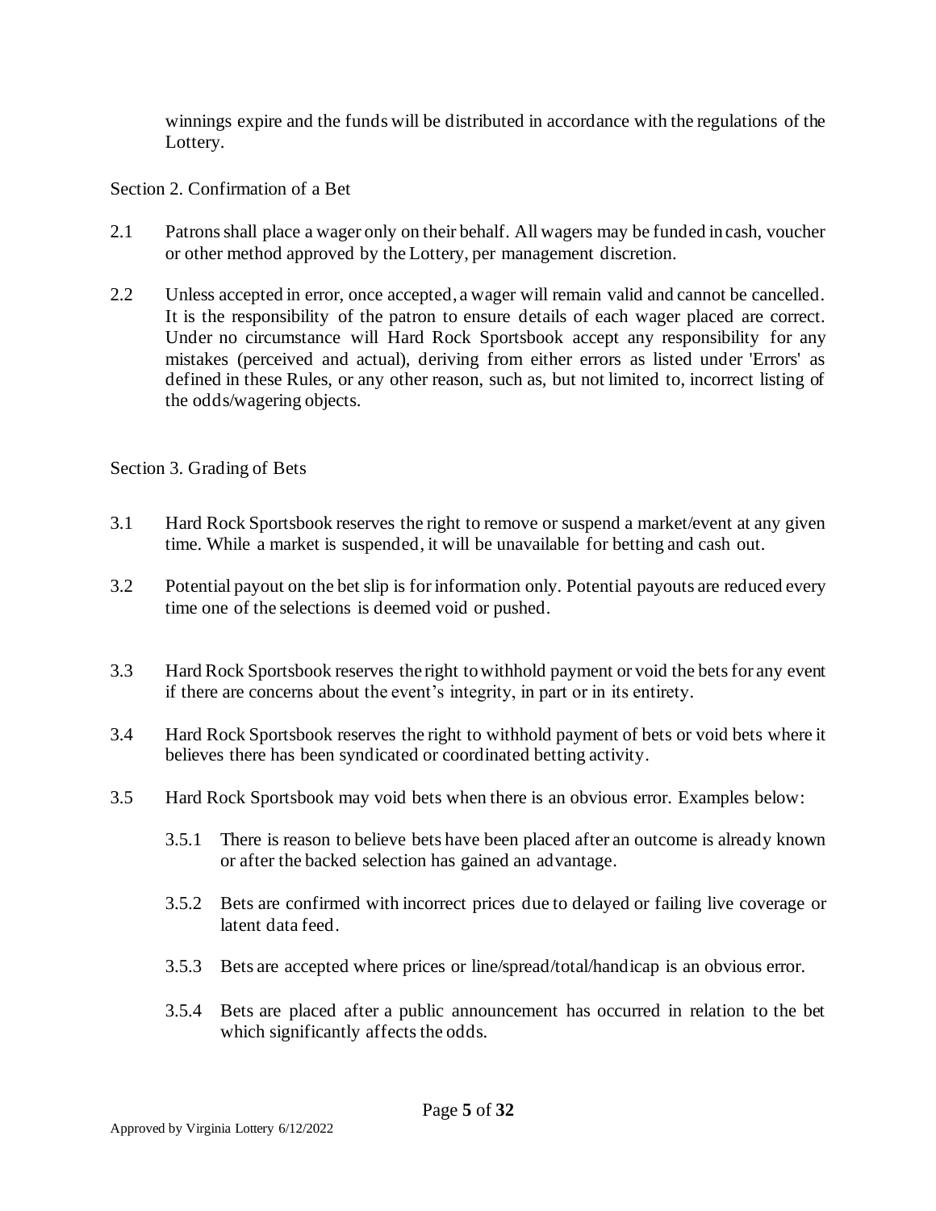winnings expire and the funds will be distributed in accordance with the regulations of the Lottery.

Section 2. Confirmation of a Bet

2.1 Patrons shall place a wager only on their behalf. All wagers may be funded in cash, voucher or other method approved by the Lottery, per management discretion.

2.2 Unless accepted in error, once accepted, a wager will remain valid and cannot be cancelled. It is the responsibility of the patron to ensure details of each wager placed are correct. Under no circumstance will Hard Rock Sportsbook accept any responsibility for any mistakes (perceived and actual), deriving from either errors as listed under 'Errors' as defined in these Rules, or any other reason, such as, but not limited to, incorrect listing of the odds/wagering objects.

Section 3. Grading of Bets

3.1 Hard Rock Sportsbook reserves the right to remove or suspend a market/event at any given time. While a market is suspended, it will be unavailable for betting and cash out.

3.2 Potential payout on the bet slip is for information only. Potential payouts are reduced every time one of the selections is deemed void or pushed.

3.3 Hard Rock Sportsbook reserves the right to withhold payment or void the bets for any event if there are concerns about the event's integrity, in part or in its entirety.

3.4 Hard Rock Sportsbook reserves the right to withhold payment of bets or void bets where it believes there has been syndicated or coordinated betting activity.

3.5 Hard Rock Sportsbook may void bets when there is an obvious error. Examples below:

3.5.1 There is reason to believe bets have been placed after an outcome is already known or after the backed selection has gained an advantage.

3.5.2 Bets are confirmed with incorrect prices due to delayed or failing live coverage or latent data feed.

3.5.3 Bets are accepted where prices or line/spread/total/handicap is an obvious error.

3.5.4 Bets are placed after a public announcement has occurred in relation to the bet which significantly affects the odds.

Approved by Virginia Lottery 6/12/2022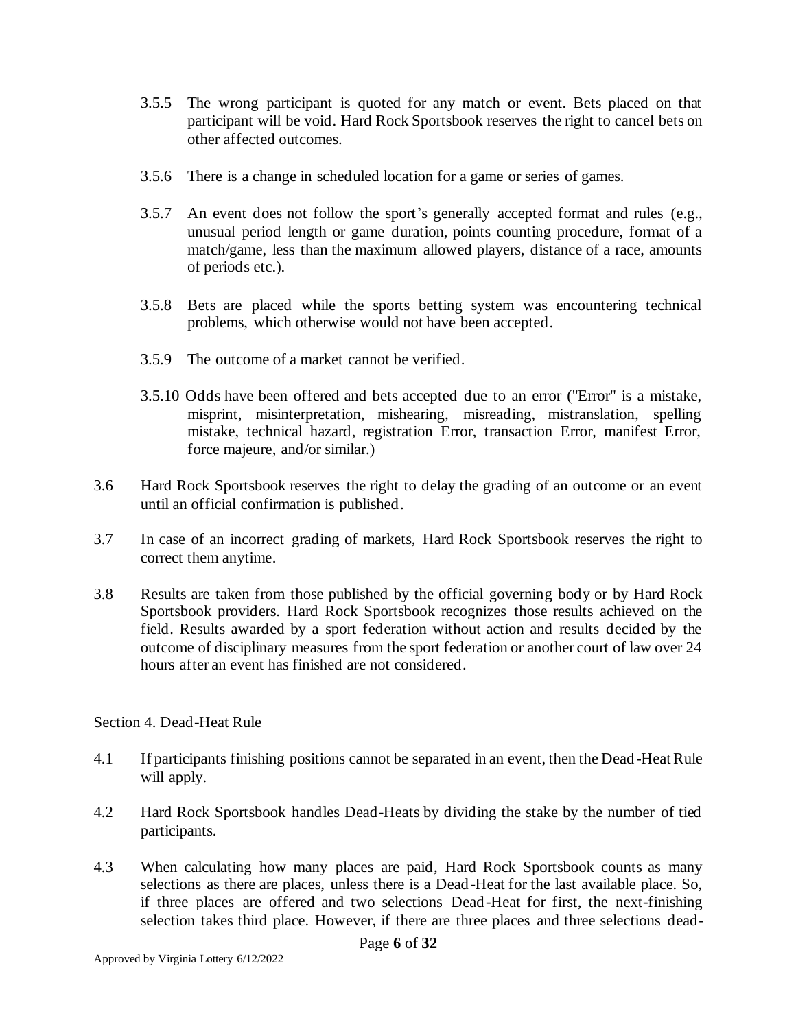3.5.5 The wrong participant is quoted for any match or event. Bets placed on that participant will be void. Hard Rock Sportsbook reserves the right to cancel bets on other affected outcomes.

3.5.6 There is a change in scheduled location for a game or series of games.

3.5.7 An event does not follow the sport's generally accepted format and rules (e.g., unusual period length or game duration, points counting procedure, format of a match/game, less than the maximum allowed players, distance of a race, amounts of periods etc.).

3.5.8 Bets are placed while the sports betting system was encountering technical problems, which otherwise would not have been accepted.

3.5.9 The outcome of a market cannot be verified.

3.5.10 Odds have been offered and bets accepted due to an error ("Error" is a mistake, misprint, misinterpretation, mishearing, misreading, mistranslation, spelling mistake, technical hazard, registration Error, transaction Error, manifest Error, force majeure, and/or similar.)

3.6 Hard Rock Sportsbook reserves the right to delay the grading of an outcome or an event until an official confirmation is published.

3.7 In case of an incorrect grading of markets, Hard Rock Sportsbook reserves the right to correct them anytime.

3.8 Results are taken from those published by the official governing body or by Hard Rock Sportsbook providers. Hard Rock Sportsbook recognizes those results achieved on the field. Results awarded by a sport federation without action and results decided by the outcome of disciplinary measures from the sport federation or another court of law over 24 hours after an event has finished are not considered.

Section 4. Dead-Heat Rule

4.1 If participants finishing positions cannot be separated in an event, then the Dead-Heat Rule will apply.

4.2 Hard Rock Sportsbook handles Dead-Heats by dividing the stake by the number of tied participants.

4.3 When calculating how many places are paid, Hard Rock Sportsbook counts as many selections as there are places, unless there is a Dead-Heat for the last available place. So, if three places are offered and two selections Dead-Heat for first, the next-finishing selection takes third place. However, if there are three places and three selections dead-

Approved by Virginia Lottery 6/12/2022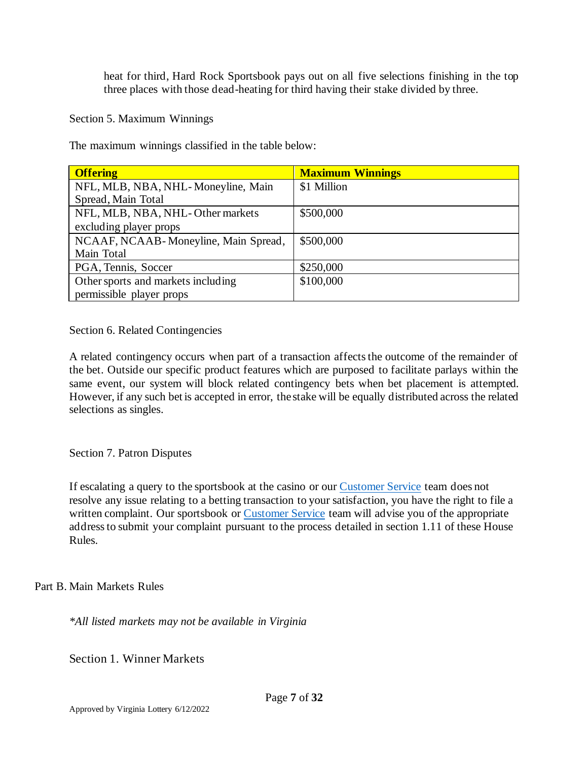heat for third, Hard Rock Sportsbook pays out on all five selections finishing in the top three places with those dead-heating for third having their stake divided by three.

## Section 5. Maximum Winnings

The maximum winnings classified in the table below:

| **Offering** | **Maximum Winnings** |
|---|---|
| NFL, MLB, NBA, NHL- Moneyline, Main Spread, Main Total | $1 Million |
| NFL, MLB, NBA, NHL- Other markets excluding player props | $500,000 |
| NCAAF, NCAAB- Moneyline, Main Spread, Main Total | $500,000 |
| PGA, Tennis, Soccer | $250,000 |
| Other sports and markets including permissible player props | $100,000 |

## Section 6. Related Contingencies

A related contingency occurs when part of a transaction affects the outcome of the remainder of the bet. Outside our specific product features which are purposed to facilitate parlays within the same event, our system will block related contingency bets when bet placement is attempted. However, if any such bet is accepted in error, the stake will be equally distributed across the related selections as singles.

## Section 7. Patron Disputes

If escalating a query to the sportsbook at the casino or our Customer Service team does not resolve any issue relating to a betting transaction to your satisfaction, you have the right to file a written complaint. Our sportsbook or Customer Service team will advise you of the appropriate address to submit your complaint pursuant to the process detailed in section 1.11 of these House Rules.

# Part B. Main Markets Rules

*\*All listed markets may not be available in Virginia*

## Section 1. Winner Markets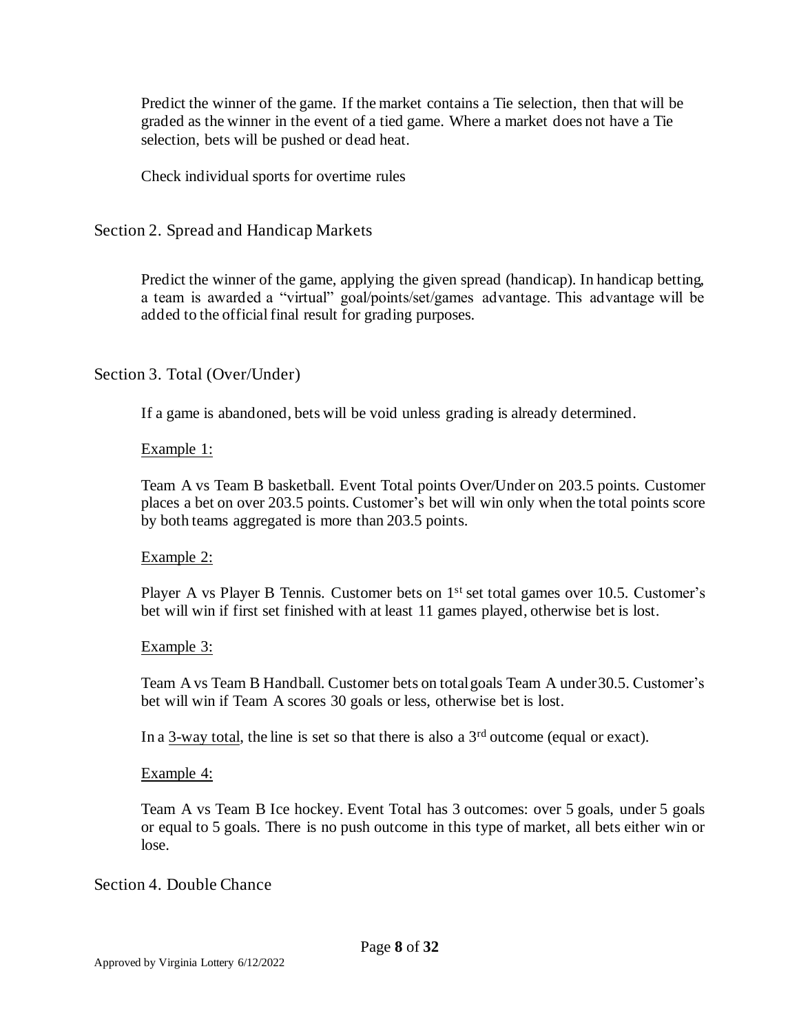Predict the winner of the game. If the market contains a Tie selection, then that will be graded as the winner in the event of a tied game. Where a market does not have a Tie selection, bets will be pushed or dead heat.

Check individual sports for overtime rules

## Section 2. Spread and Handicap Markets

Predict the winner of the game, applying the given spread (handicap). In handicap betting, a team is awarded a "virtual" goal/points/set/games advantage. This advantage will be added to the official final result for grading purposes.

## Section 3. Total (Over/Under)

If a game is abandoned, bets will be void unless grading is already determined.

<u>Example 1:</u>

Team A vs Team B basketball. Event Total points Over/Under on 203.5 points. Customer places a bet on over 203.5 points. Customer's bet will win only when the total points score by both teams aggregated is more than 203.5 points.

<u>Example 2:</u>

Player A vs Player B Tennis. Customer bets on 1st set total games over 10.5. Customer's bet will win if first set finished with at least 11 games played, otherwise bet is lost.

<u>Example 3:</u>

Team A vs Team B Handball. Customer bets on total goals Team A under 30.5. Customer's bet will win if Team A scores 30 goals or less, otherwise bet is lost.

In a <u>3-way total</u>, the line is set so that there is also a 3rd outcome (equal or exact).

<u>Example 4:</u>

Team A vs Team B Ice hockey. Event Total has 3 outcomes: over 5 goals, under 5 goals or equal to 5 goals. There is no push outcome in this type of market, all bets either win or lose.

## Section 4. Double Chance

Approved by Virginia Lottery 6/12/2022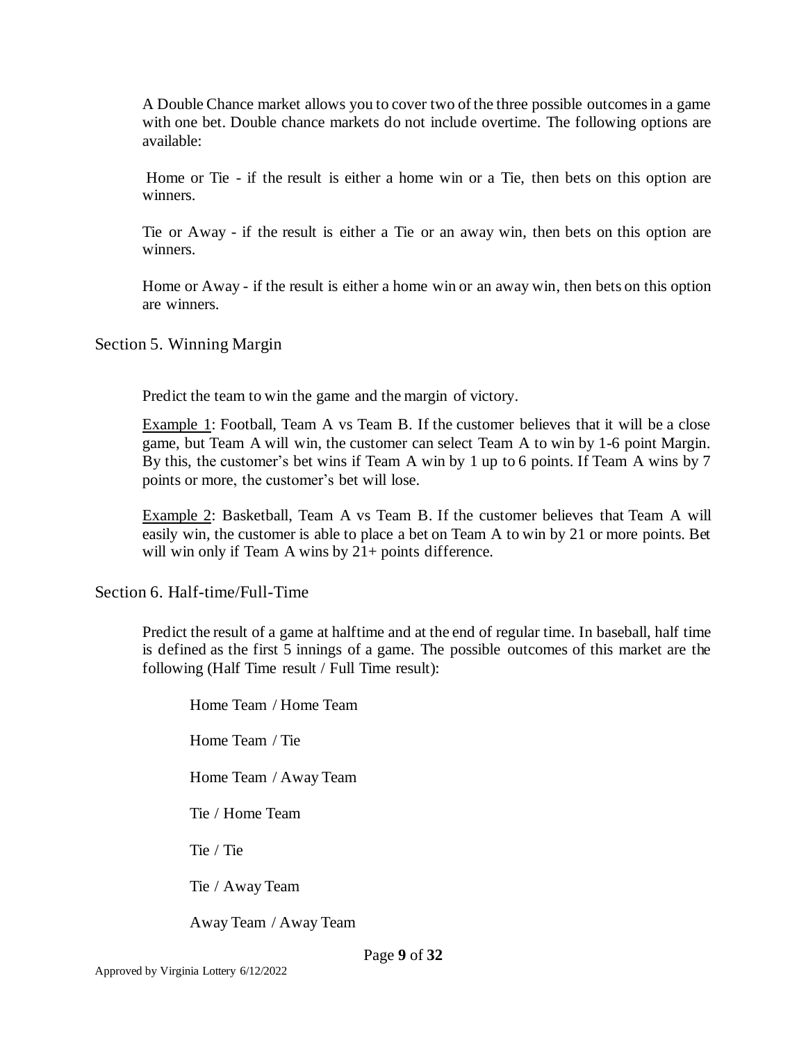A Double Chance market allows you to cover two of the three possible outcomes in a game with one bet. Double chance markets do not include overtime. The following options are available:

Home or Tie - if the result is either a home win or a Tie, then bets on this option are winners.

Tie or Away - if the result is either a Tie or an away win, then bets on this option are winners.

Home or Away - if the result is either a home win or an away win, then bets on this option are winners.

## Section 5. Winning Margin

Predict the team to win the game and the margin of victory.

Example 1: Football, Team A vs Team B. If the customer believes that it will be a close game, but Team A will win, the customer can select Team A to win by 1-6 point Margin. By this, the customer's bet wins if Team A win by 1 up to 6 points. If Team A wins by 7 points or more, the customer's bet will lose.

Example 2: Basketball, Team A vs Team B. If the customer believes that Team A will easily win, the customer is able to place a bet on Team A to win by 21 or more points. Bet will win only if Team A wins by 21+ points difference.

## Section 6. Half-time/Full-Time

Predict the result of a game at halftime and at the end of regular time. In baseball, half time is defined as the first 5 innings of a game. The possible outcomes of this market are the following (Half Time result / Full Time result):

Home Team / Home Team

Home Team / Tie

Home Team / Away Team

Tie / Home Team

Tie / Tie

Tie / Away Team

Away Team / Away Team

Approved by Virginia Lottery 6/12/2022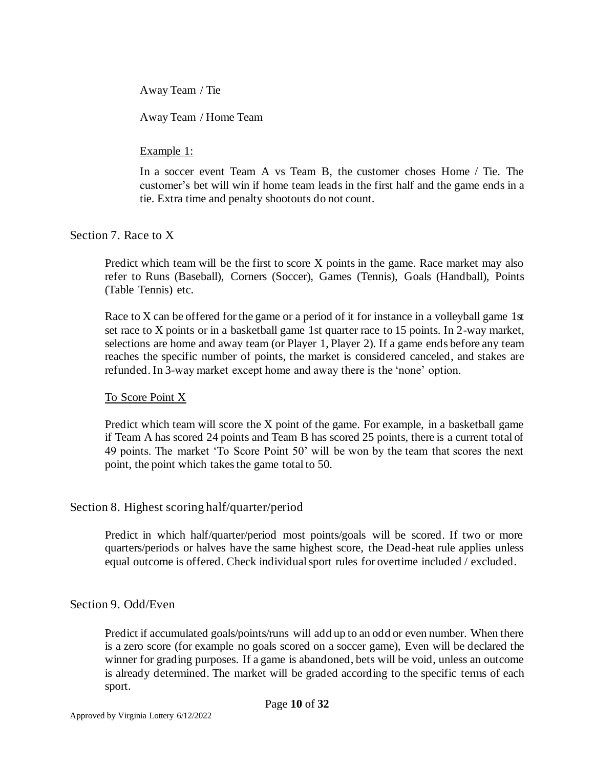Away Team / Tie

Away Team / Home Team

Example 1:

In a soccer event Team A vs Team B, the customer choses Home / Tie. The customer's bet will win if home team leads in the first half and the game ends in a tie. Extra time and penalty shootouts do not count.

## Section 7. Race to X

Predict which team will be the first to score X points in the game. Race market may also refer to Runs (Baseball), Corners (Soccer), Games (Tennis), Goals (Handball), Points (Table Tennis) etc.

Race to X can be offered for the game or a period of it for instance in a volleyball game 1st set race to X points or in a basketball game 1st quarter race to 15 points. In 2-way market, selections are home and away team (or Player 1, Player 2). If a game ends before any team reaches the specific number of points, the market is considered canceled, and stakes are refunded. In 3-way market except home and away there is the 'none' option.

To Score Point X

Predict which team will score the X point of the game. For example, in a basketball game if Team A has scored 24 points and Team B has scored 25 points, there is a current total of 49 points. The market 'To Score Point 50' will be won by the team that scores the next point, the point which takes the game total to 50.

## Section 8. Highest scoring half/quarter/period

Predict in which half/quarter/period most points/goals will be scored. If two or more quarters/periods or halves have the same highest score, the Dead-heat rule applies unless equal outcome is offered. Check individual sport rules for overtime included / excluded.

## Section 9. Odd/Even

Predict if accumulated goals/points/runs will add up to an odd or even number. When there is a zero score (for example no goals scored on a soccer game), Even will be declared the winner for grading purposes. If a game is abandoned, bets will be void, unless an outcome is already determined. The market will be graded according to the specific terms of each sport.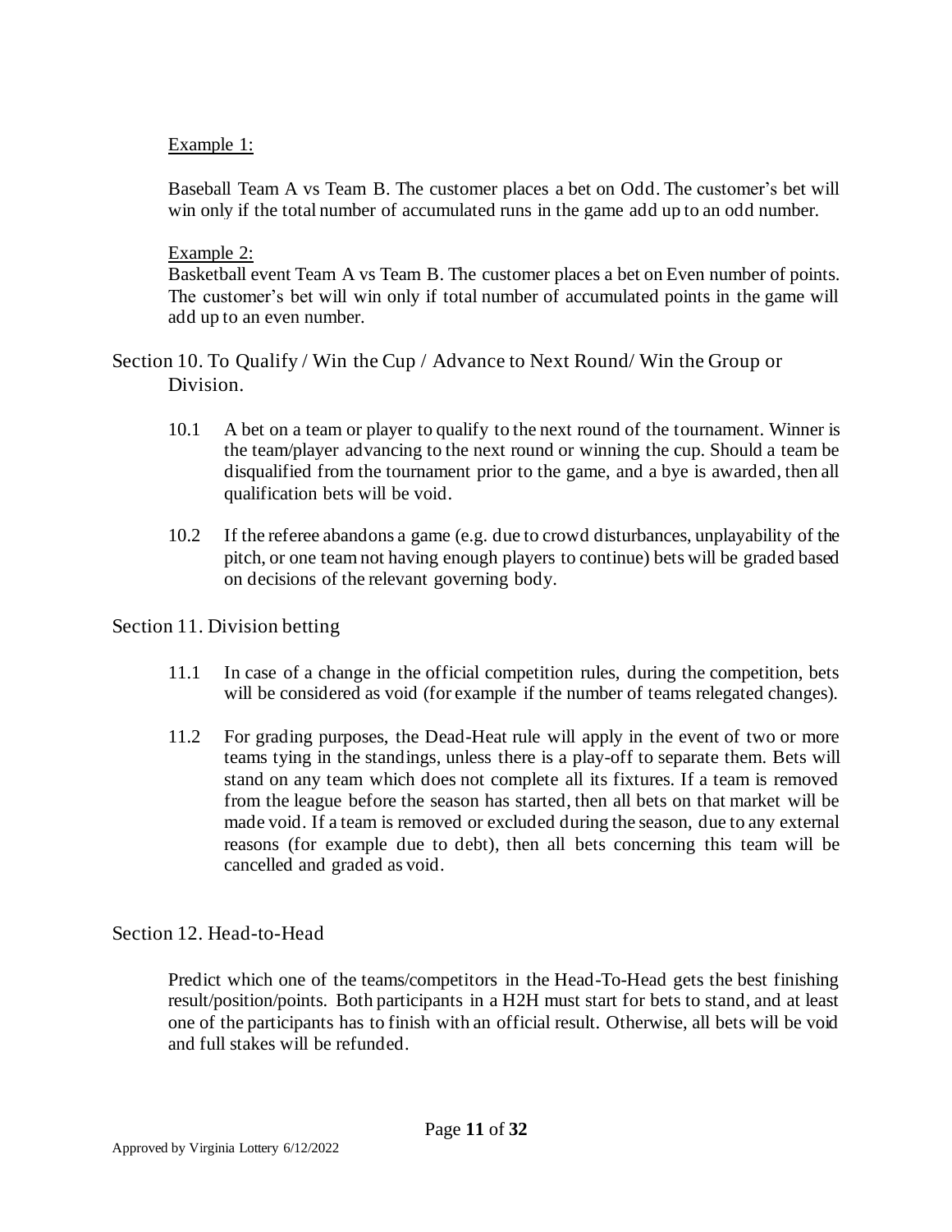Example 1:

Baseball Team A vs Team B. The customer places a bet on Odd. The customer's bet will win only if the total number of accumulated runs in the game add up to an odd number.

Example 2:

Basketball event Team A vs Team B. The customer places a bet on Even number of points. The customer's bet will win only if total number of accumulated points in the game will add up to an even number.

## Section 10. To Qualify / Win the Cup / Advance to Next Round/ Win the Group or Division.

10.1 A bet on a team or player to qualify to the next round of the tournament. Winner is the team/player advancing to the next round or winning the cup. Should a team be disqualified from the tournament prior to the game, and a bye is awarded, then all qualification bets will be void.

10.2 If the referee abandons a game (e.g. due to crowd disturbances, unplayability of the pitch, or one team not having enough players to continue) bets will be graded based on decisions of the relevant governing body.

## Section 11. Division betting

11.1 In case of a change in the official competition rules, during the competition, bets will be considered as void (for example if the number of teams relegated changes).

11.2 For grading purposes, the Dead-Heat rule will apply in the event of two or more teams tying in the standings, unless there is a play-off to separate them. Bets will stand on any team which does not complete all its fixtures. If a team is removed from the league before the season has started, then all bets on that market will be made void. If a team is removed or excluded during the season, due to any external reasons (for example due to debt), then all bets concerning this team will be cancelled and graded as void.

## Section 12. Head-to-Head

Predict which one of the teams/competitors in the Head-To-Head gets the best finishing result/position/points. Both participants in a H2H must start for bets to stand, and at least one of the participants has to finish with an official result. Otherwise, all bets will be void and full stakes will be refunded.

Approved by Virginia Lottery 6/12/2022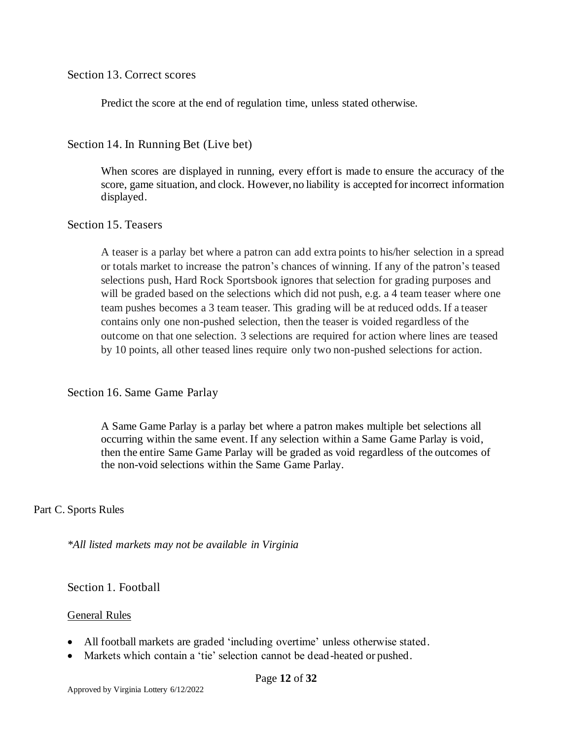### Section 13. Correct scores

Predict the score at the end of regulation time, unless stated otherwise.

### Section 14. In Running Bet (Live bet)

When scores are displayed in running, every effort is made to ensure the accuracy of the score, game situation, and clock. However, no liability is accepted for incorrect information displayed.

### Section 15. Teasers

A teaser is a parlay bet where a patron can add extra points to his/her selection in a spread or totals market to increase the patron's chances of winning. If any of the patron's teased selections push, Hard Rock Sportsbook ignores that selection for grading purposes and will be graded based on the selections which did not push, e.g. a 4 team teaser where one team pushes becomes a 3 team teaser. This grading will be at reduced odds. If a teaser contains only one non-pushed selection, then the teaser is voided regardless of the outcome on that one selection. 3 selections are required for action where lines are teased by 10 points, all other teased lines require only two non-pushed selections for action.

### Section 16. Same Game Parlay

A Same Game Parlay is a parlay bet where a patron makes multiple bet selections all occurring within the same event. If any selection within a Same Game Parlay is void, then the entire Same Game Parlay will be graded as void regardless of the outcomes of the non-void selections within the Same Game Parlay.

## Part C. Sports Rules

*\*All listed markets may not be available in Virginia*

### Section 1. Football

General Rules

- All football markets are graded 'including overtime' unless otherwise stated.
- Markets which contain a 'tie' selection cannot be dead-heated or pushed.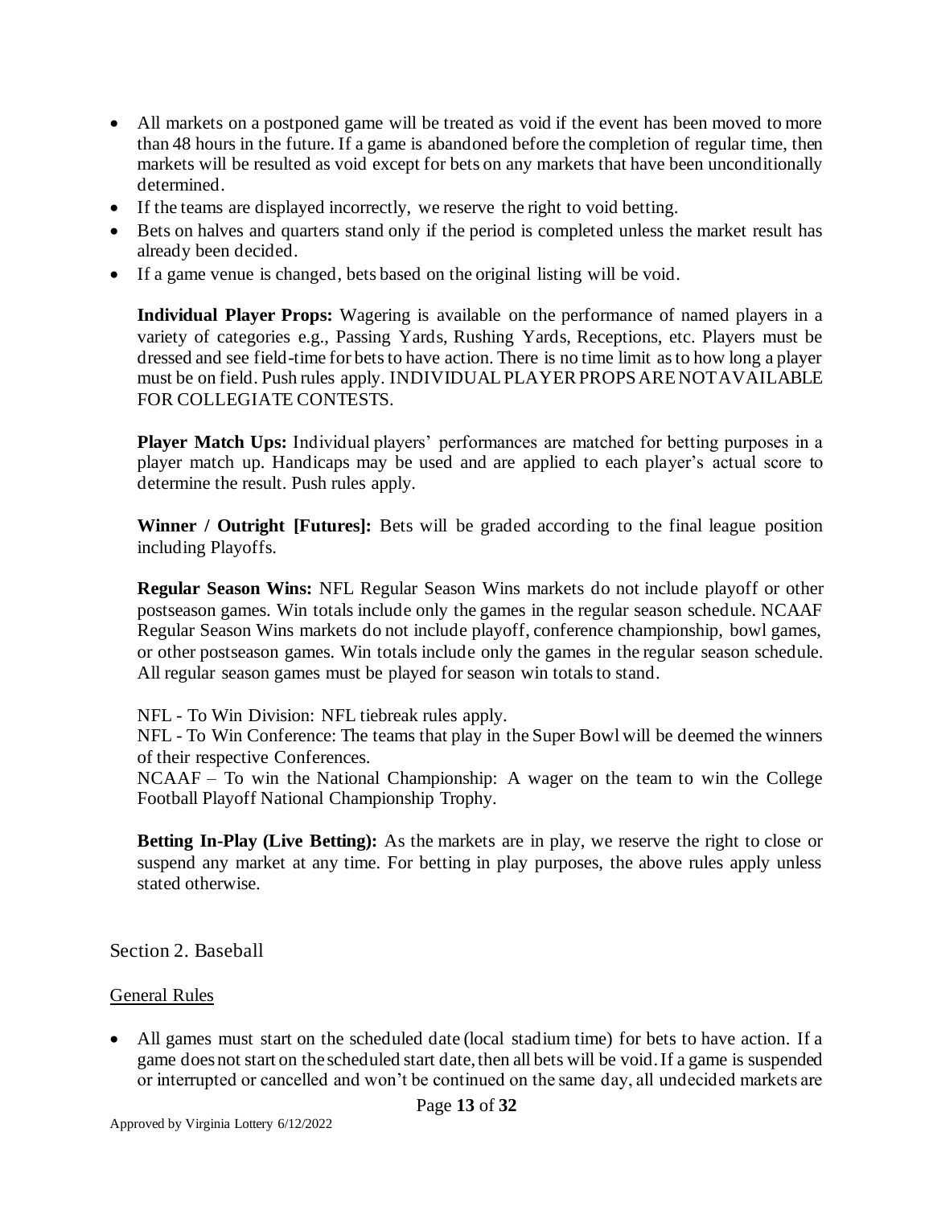- All markets on a postponed game will be treated as void if the event has been moved to more than 48 hours in the future. If a game is abandoned before the completion of regular time, then markets will be resulted as void except for bets on any markets that have been unconditionally determined.
- If the teams are displayed incorrectly, we reserve the right to void betting.
- Bets on halves and quarters stand only if the period is completed unless the market result has already been decided.
- If a game venue is changed, bets based on the original listing will be void.

**Individual Player Props:** Wagering is available on the performance of named players in a variety of categories e.g., Passing Yards, Rushing Yards, Receptions, etc. Players must be dressed and see field-time for bets to have action. There is no time limit as to how long a player must be on field. Push rules apply. INDIVIDUAL PLAYER PROPS ARE NOT AVAILABLE FOR COLLEGIATE CONTESTS.

**Player Match Ups:** Individual players' performances are matched for betting purposes in a player match up. Handicaps may be used and are applied to each player's actual score to determine the result. Push rules apply.

**Winner / Outright [Futures]:** Bets will be graded according to the final league position including Playoffs.

**Regular Season Wins:** NFL Regular Season Wins markets do not include playoff or other postseason games. Win totals include only the games in the regular season schedule. NCAAF Regular Season Wins markets do not include playoff, conference championship, bowl games, or other postseason games. Win totals include only the games in the regular season schedule. All regular season games must be played for season win totals to stand.

NFL - To Win Division: NFL tiebreak rules apply.
NFL - To Win Conference: The teams that play in the Super Bowl will be deemed the winners of their respective Conferences.
NCAAF – To win the National Championship: A wager on the team to win the College Football Playoff National Championship Trophy.

**Betting In-Play (Live Betting):** As the markets are in play, we reserve the right to close or suspend any market at any time. For betting in play purposes, the above rules apply unless stated otherwise.

## Section 2. Baseball

### General Rules

- All games must start on the scheduled date (local stadium time) for bets to have action. If a game does not start on the scheduled start date, then all bets will be void. If a game is suspended or interrupted or cancelled and won't be continued on the same day, all undecided markets are

Approved by Virginia Lottery 6/12/2022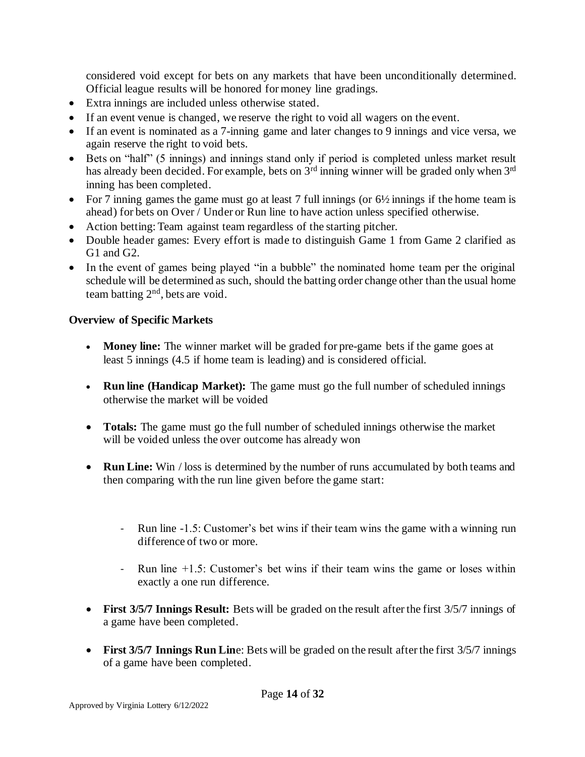considered void except for bets on any markets that have been unconditionally determined. Official league results will be honored for money line gradings.

- Extra innings are included unless otherwise stated.
- If an event venue is changed, we reserve the right to void all wagers on the event.
- If an event is nominated as a 7-inning game and later changes to 9 innings and vice versa, we again reserve the right to void bets.
- Bets on "half" (5 innings) and innings stand only if period is completed unless market result has already been decided. For example, bets on 3rd inning winner will be graded only when 3rd inning has been completed.
- For 7 inning games the game must go at least 7 full innings (or 6½ innings if the home team is ahead) for bets on Over / Under or Run line to have action unless specified otherwise.
- Action betting: Team against team regardless of the starting pitcher.
- Double header games: Every effort is made to distinguish Game 1 from Game 2 clarified as G1 and G2.
- In the event of games being played "in a bubble" the nominated home team per the original schedule will be determined as such, should the batting order change other than the usual home team batting 2nd, bets are void.

**Overview of Specific Markets**

- **Money line:** The winner market will be graded for pre-game bets if the game goes at least 5 innings (4.5 if home team is leading) and is considered official.

- **Run line (Handicap Market):** The game must go the full number of scheduled innings otherwise the market will be voided

- **Totals:** The game must go the full number of scheduled innings otherwise the market will be voided unless the over outcome has already won

- **Run Line:** Win / loss is determined by the number of runs accumulated by both teams and then comparing with the run line given before the game start:

  - Run line -1.5: Customer's bet wins if their team wins the game with a winning run difference of two or more.

  - Run line +1.5: Customer's bet wins if their team wins the game or loses within exactly a one run difference.

- **First 3/5/7 Innings Result:** Bets will be graded on the result after the first 3/5/7 innings of a game have been completed.

- **First 3/5/7 Innings Run Line**: Bets will be graded on the result after the first 3/5/7 innings of a game have been completed.

Approved by Virginia Lottery 6/12/2022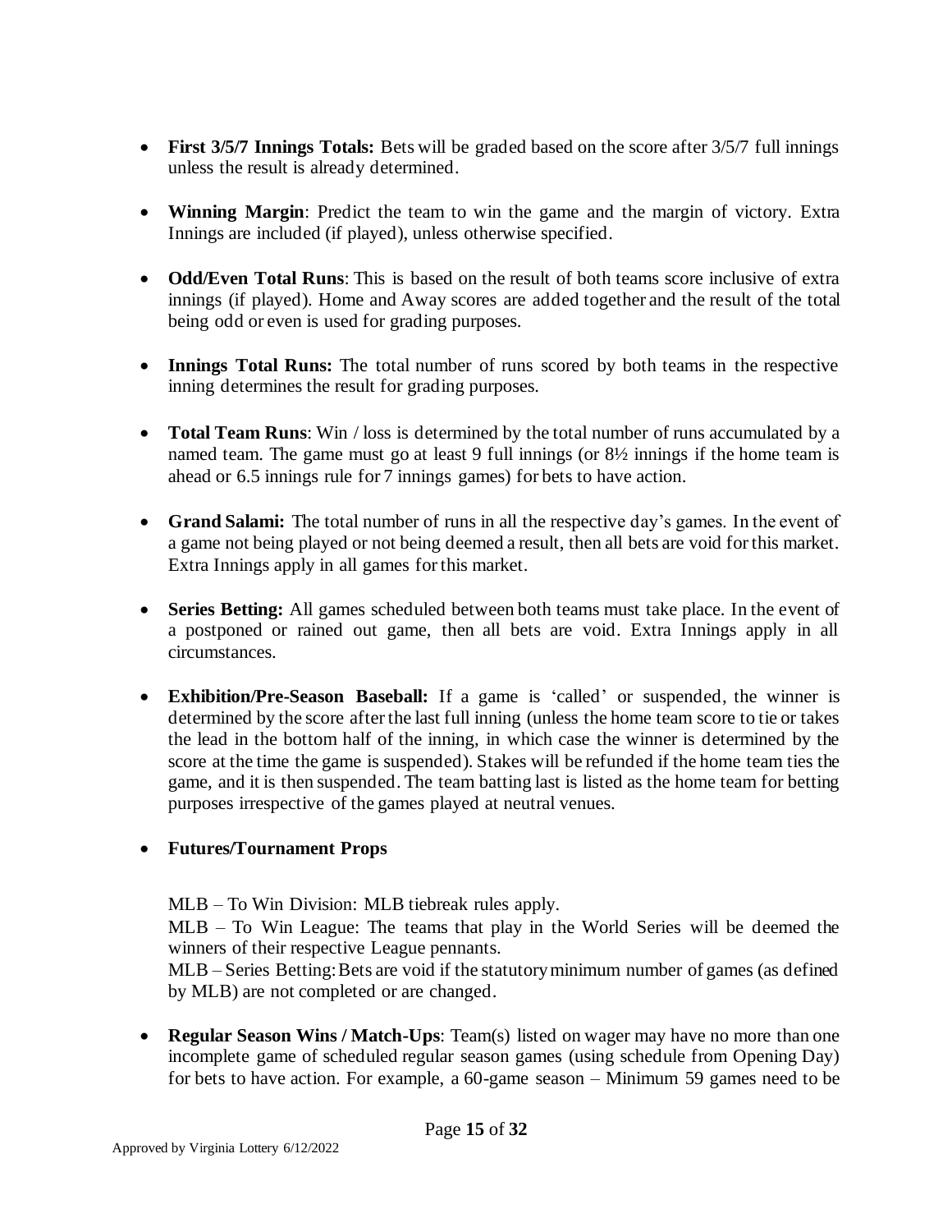- **First 3/5/7 Innings Totals:** Bets will be graded based on the score after 3/5/7 full innings unless the result is already determined.

- **Winning Margin**: Predict the team to win the game and the margin of victory. Extra Innings are included (if played), unless otherwise specified.

- **Odd/Even Total Runs**: This is based on the result of both teams score inclusive of extra innings (if played). Home and Away scores are added together and the result of the total being odd or even is used for grading purposes.

- **Innings Total Runs:** The total number of runs scored by both teams in the respective inning determines the result for grading purposes.

- **Total Team Runs**: Win / loss is determined by the total number of runs accumulated by a named team. The game must go at least 9 full innings (or 8½ innings if the home team is ahead or 6.5 innings rule for 7 innings games) for bets to have action.

- **Grand Salami:** The total number of runs in all the respective day's games. In the event of a game not being played or not being deemed a result, then all bets are void for this market. Extra Innings apply in all games for this market.

- **Series Betting:** All games scheduled between both teams must take place. In the event of a postponed or rained out game, then all bets are void. Extra Innings apply in all circumstances.

- **Exhibition/Pre-Season Baseball:** If a game is 'called' or suspended, the winner is determined by the score after the last full inning (unless the home team score to tie or takes the lead in the bottom half of the inning, in which case the winner is determined by the score at the time the game is suspended). Stakes will be refunded if the home team ties the game, and it is then suspended. The team batting last is listed as the home team for betting purposes irrespective of the games played at neutral venues.

- **Futures/Tournament Props**

  MLB – To Win Division: MLB tiebreak rules apply.
  MLB – To Win League: The teams that play in the World Series will be deemed the winners of their respective League pennants.
  MLB – Series Betting: Bets are void if the statutory minimum number of games (as defined by MLB) are not completed or are changed.

- **Regular Season Wins / Match-Ups**: Team(s) listed on wager may have no more than one incomplete game of scheduled regular season games (using schedule from Opening Day) for bets to have action. For example, a 60-game season – Minimum 59 games need to be

Approved by Virginia Lottery 6/12/2022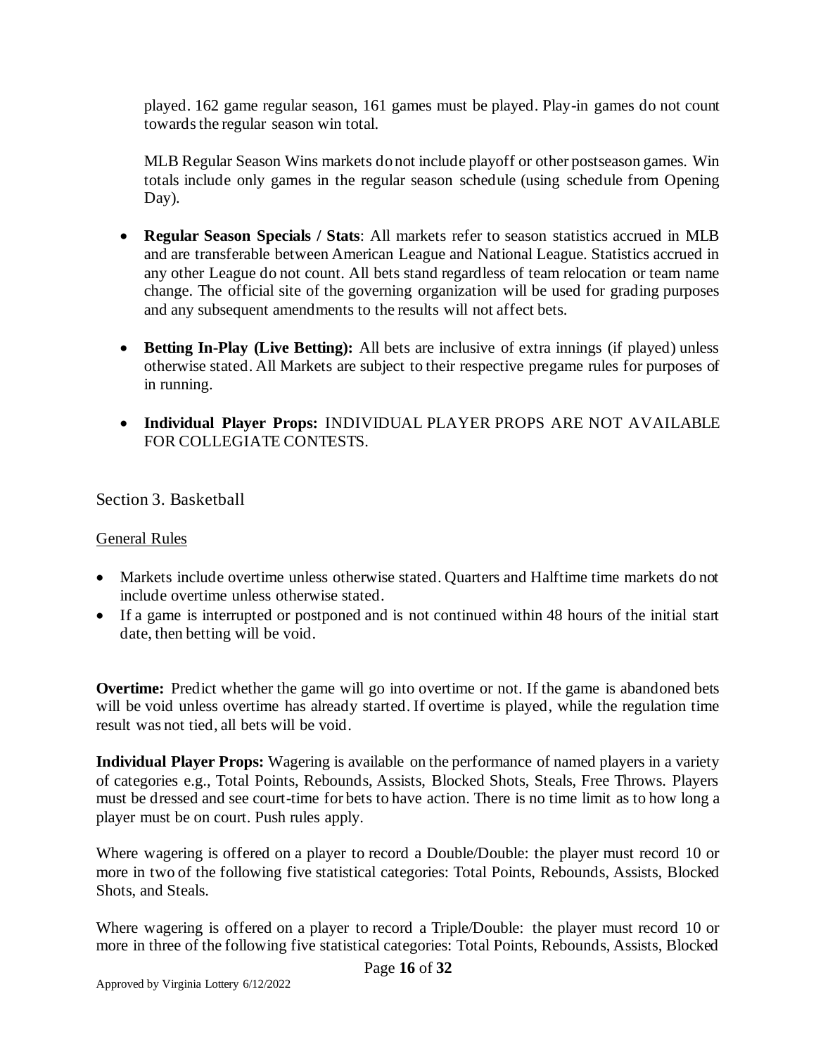played. 162 game regular season, 161 games must be played. Play-in games do not count towards the regular season win total.

MLB Regular Season Wins markets do not include playoff or other postseason games. Win totals include only games in the regular season schedule (using schedule from Opening Day).

- **Regular Season Specials / Stats**: All markets refer to season statistics accrued in MLB and are transferable between American League and National League. Statistics accrued in any other League do not count. All bets stand regardless of team relocation or team name change. The official site of the governing organization will be used for grading purposes and any subsequent amendments to the results will not affect bets.

- **Betting In-Play (Live Betting):** All bets are inclusive of extra innings (if played) unless otherwise stated. All Markets are subject to their respective pregame rules for purposes of in running.

- **Individual Player Props:** INDIVIDUAL PLAYER PROPS ARE NOT AVAILABLE FOR COLLEGIATE CONTESTS.

## Section 3. Basketball

### General Rules

- Markets include overtime unless otherwise stated. Quarters and Halftime time markets do not include overtime unless otherwise stated.
- If a game is interrupted or postponed and is not continued within 48 hours of the initial start date, then betting will be void.

**Overtime:** Predict whether the game will go into overtime or not. If the game is abandoned bets will be void unless overtime has already started. If overtime is played, while the regulation time result was not tied, all bets will be void.

**Individual Player Props:** Wagering is available on the performance of named players in a variety of categories e.g., Total Points, Rebounds, Assists, Blocked Shots, Steals, Free Throws. Players must be dressed and see court-time for bets to have action. There is no time limit as to how long a player must be on court. Push rules apply.

Where wagering is offered on a player to record a Double/Double: the player must record 10 or more in two of the following five statistical categories: Total Points, Rebounds, Assists, Blocked Shots, and Steals.

Where wagering is offered on a player to record a Triple/Double: the player must record 10 or more in three of the following five statistical categories: Total Points, Rebounds, Assists, Blocked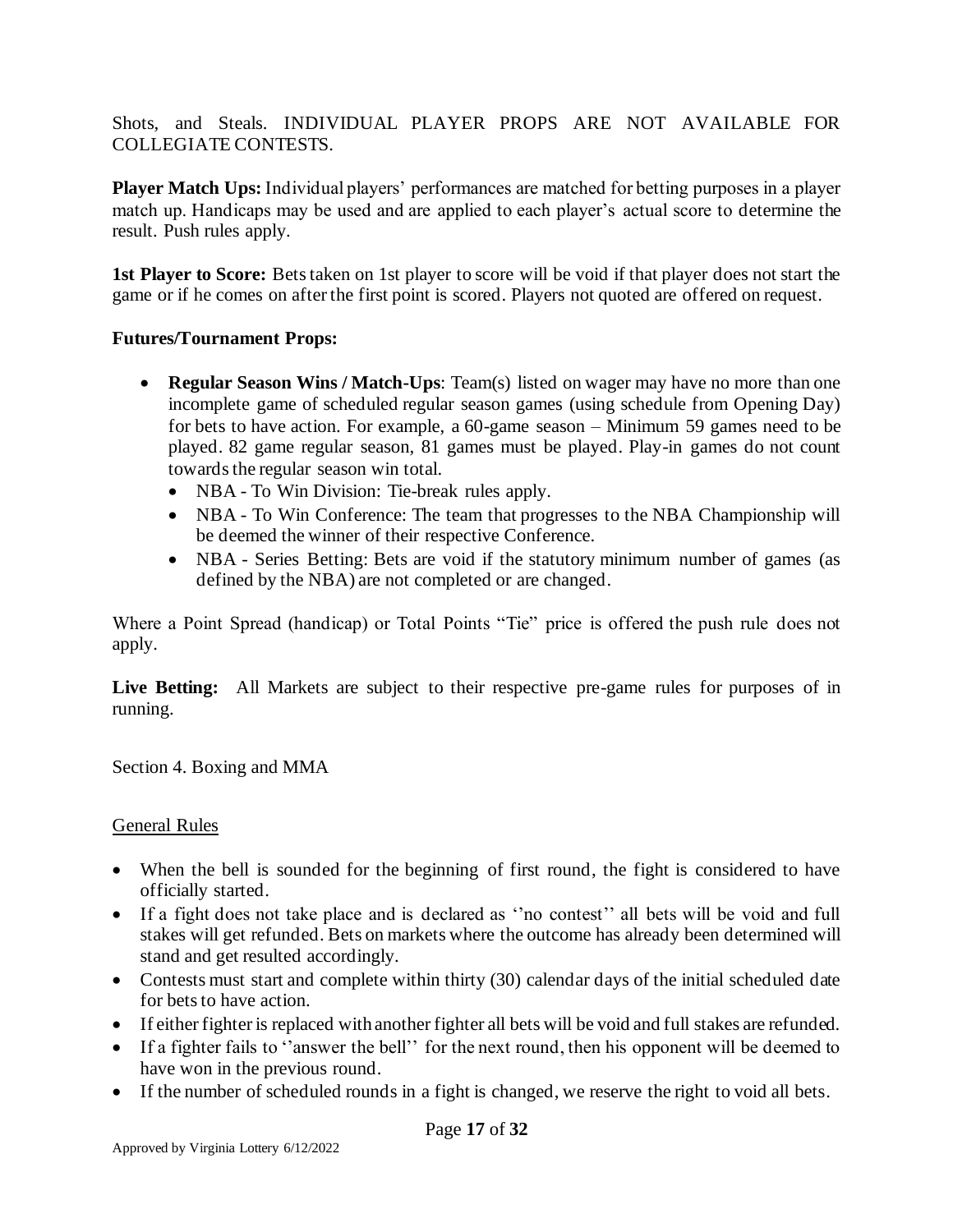Shots, and Steals. INDIVIDUAL PLAYER PROPS ARE NOT AVAILABLE FOR COLLEGIATE CONTESTS.

**Player Match Ups:** Individual players' performances are matched for betting purposes in a player match up. Handicaps may be used and are applied to each player's actual score to determine the result. Push rules apply.

**1st Player to Score:** Bets taken on 1st player to score will be void if that player does not start the game or if he comes on after the first point is scored. Players not quoted are offered on request.

**Futures/Tournament Props:**

- **Regular Season Wins / Match-Ups**: Team(s) listed on wager may have no more than one incomplete game of scheduled regular season games (using schedule from Opening Day) for bets to have action. For example, a 60-game season – Minimum 59 games need to be played. 82 game regular season, 81 games must be played. Play-in games do not count towards the regular season win total.
  - NBA - To Win Division: Tie-break rules apply.
  - NBA - To Win Conference: The team that progresses to the NBA Championship will be deemed the winner of their respective Conference.
  - NBA - Series Betting: Bets are void if the statutory minimum number of games (as defined by the NBA) are not completed or are changed.

Where a Point Spread (handicap) or Total Points "Tie" price is offered the push rule does not apply.

**Live Betting:** All Markets are subject to their respective pre-game rules for purposes of in running.

Section 4. Boxing and MMA

General Rules

- When the bell is sounded for the beginning of first round, the fight is considered to have officially started.
- If a fight does not take place and is declared as ''no contest'' all bets will be void and full stakes will get refunded. Bets on markets where the outcome has already been determined will stand and get resulted accordingly.
- Contests must start and complete within thirty (30) calendar days of the initial scheduled date for bets to have action.
- If either fighter is replaced with another fighter all bets will be void and full stakes are refunded.
- If a fighter fails to ''answer the bell'' for the next round, then his opponent will be deemed to have won in the previous round.
- If the number of scheduled rounds in a fight is changed, we reserve the right to void all bets.

Approved by Virginia Lottery 6/12/2022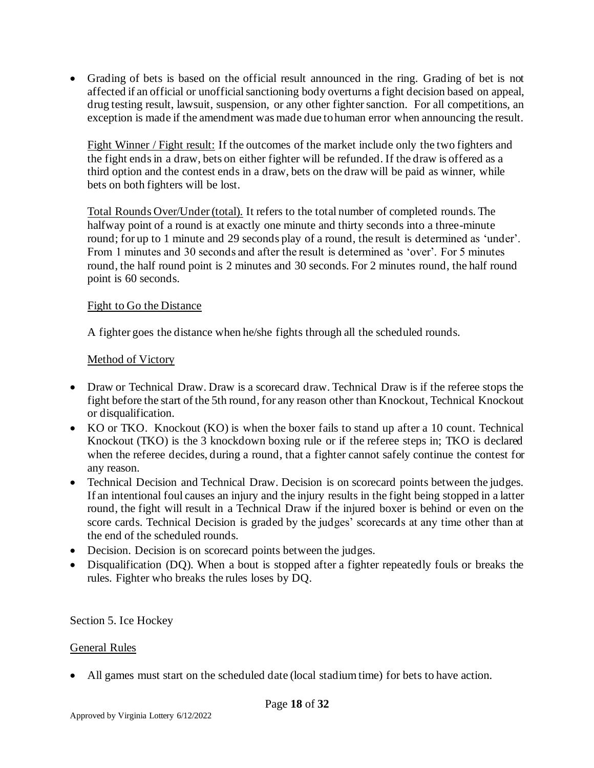- Grading of bets is based on the official result announced in the ring. Grading of bet is not affected if an official or unofficial sanctioning body overturns a fight decision based on appeal, drug testing result, lawsuit, suspension, or any other fighter sanction. For all competitions, an exception is made if the amendment was made due to human error when announcing the result.

  Fight Winner / Fight result: If the outcomes of the market include only the two fighters and the fight ends in a draw, bets on either fighter will be refunded. If the draw is offered as a third option and the contest ends in a draw, bets on the draw will be paid as winner, while bets on both fighters will be lost.

  Total Rounds Over/Under (total). It refers to the total number of completed rounds. The halfway point of a round is at exactly one minute and thirty seconds into a three-minute round; for up to 1 minute and 29 seconds play of a round, the result is determined as 'under'. From 1 minutes and 30 seconds and after the result is determined as 'over'. For 5 minutes round, the half round point is 2 minutes and 30 seconds. For 2 minutes round, the half round point is 60 seconds.

  Fight to Go the Distance

  A fighter goes the distance when he/she fights through all the scheduled rounds.

  Method of Victory

- Draw or Technical Draw. Draw is a scorecard draw. Technical Draw is if the referee stops the fight before the start of the 5th round, for any reason other than Knockout, Technical Knockout or disqualification.
- KO or TKO. Knockout (KO) is when the boxer fails to stand up after a 10 count. Technical Knockout (TKO) is the 3 knockdown boxing rule or if the referee steps in; TKO is declared when the referee decides, during a round, that a fighter cannot safely continue the contest for any reason.
- Technical Decision and Technical Draw. Decision is on scorecard points between the judges. If an intentional foul causes an injury and the injury results in the fight being stopped in a latter round, the fight will result in a Technical Draw if the injured boxer is behind or even on the score cards. Technical Decision is graded by the judges' scorecards at any time other than at the end of the scheduled rounds.
- Decision. Decision is on scorecard points between the judges.
- Disqualification (DQ). When a bout is stopped after a fighter repeatedly fouls or breaks the rules. Fighter who breaks the rules loses by DQ.

## Section 5. Ice Hockey

### General Rules

- All games must start on the scheduled date (local stadium time) for bets to have action.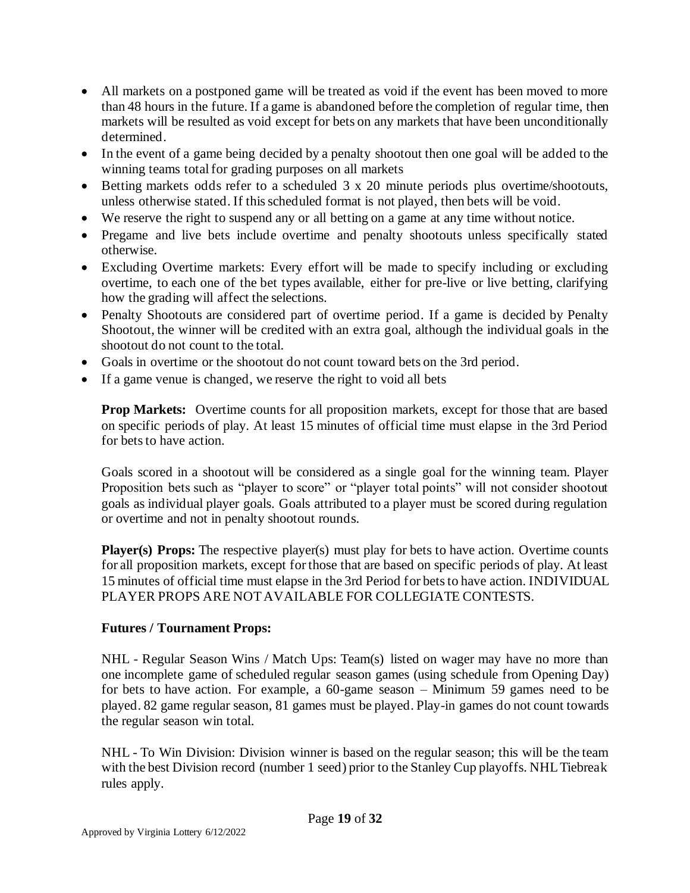- All markets on a postponed game will be treated as void if the event has been moved to more than 48 hours in the future. If a game is abandoned before the completion of regular time, then markets will be resulted as void except for bets on any markets that have been unconditionally determined.
- In the event of a game being decided by a penalty shootout then one goal will be added to the winning teams total for grading purposes on all markets
- Betting markets odds refer to a scheduled 3 x 20 minute periods plus overtime/shootouts, unless otherwise stated. If this scheduled format is not played, then bets will be void.
- We reserve the right to suspend any or all betting on a game at any time without notice.
- Pregame and live bets include overtime and penalty shootouts unless specifically stated otherwise.
- Excluding Overtime markets: Every effort will be made to specify including or excluding overtime, to each one of the bet types available, either for pre-live or live betting, clarifying how the grading will affect the selections.
- Penalty Shootouts are considered part of overtime period. If a game is decided by Penalty Shootout, the winner will be credited with an extra goal, although the individual goals in the shootout do not count to the total.
- Goals in overtime or the shootout do not count toward bets on the 3rd period.
- If a game venue is changed, we reserve the right to void all bets

**Prop Markets:** Overtime counts for all proposition markets, except for those that are based on specific periods of play. At least 15 minutes of official time must elapse in the 3rd Period for bets to have action.

Goals scored in a shootout will be considered as a single goal for the winning team. Player Proposition bets such as "player to score" or "player total points" will not consider shootout goals as individual player goals. Goals attributed to a player must be scored during regulation or overtime and not in penalty shootout rounds.

**Player(s) Props:** The respective player(s) must play for bets to have action. Overtime counts for all proposition markets, except for those that are based on specific periods of play. At least 15 minutes of official time must elapse in the 3rd Period for bets to have action. INDIVIDUAL PLAYER PROPS ARE NOT AVAILABLE FOR COLLEGIATE CONTESTS.

**Futures / Tournament Props:**

NHL - Regular Season Wins / Match Ups: Team(s) listed on wager may have no more than one incomplete game of scheduled regular season games (using schedule from Opening Day) for bets to have action. For example, a 60-game season – Minimum 59 games need to be played. 82 game regular season, 81 games must be played. Play-in games do not count towards the regular season win total.

NHL - To Win Division: Division winner is based on the regular season; this will be the team with the best Division record (number 1 seed) prior to the Stanley Cup playoffs. NHL Tiebreak rules apply.

Approved by Virginia Lottery 6/12/2022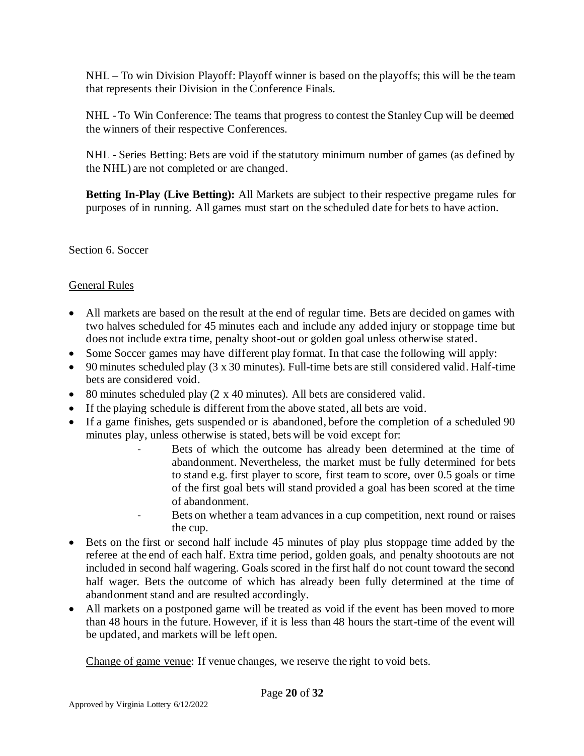NHL – To win Division Playoff: Playoff winner is based on the playoffs; this will be the team that represents their Division in the Conference Finals.

NHL - To Win Conference: The teams that progress to contest the Stanley Cup will be deemed the winners of their respective Conferences.

NHL - Series Betting: Bets are void if the statutory minimum number of games (as defined by the NHL) are not completed or are changed.

**Betting In-Play (Live Betting):** All Markets are subject to their respective pregame rules for purposes of in running. All games must start on the scheduled date for bets to have action.

Section 6. Soccer

General Rules

- All markets are based on the result at the end of regular time. Bets are decided on games with two halves scheduled for 45 minutes each and include any added injury or stoppage time but does not include extra time, penalty shoot-out or golden goal unless otherwise stated.
- Some Soccer games may have different play format. In that case the following will apply:
- 90 minutes scheduled play (3 x 30 minutes). Full-time bets are still considered valid. Half-time bets are considered void.
- 80 minutes scheduled play (2 x 40 minutes). All bets are considered valid.
- If the playing schedule is different from the above stated, all bets are void.
- If a game finishes, gets suspended or is abandoned, before the completion of a scheduled 90 minutes play, unless otherwise is stated, bets will be void except for:
    - Bets of which the outcome has already been determined at the time of abandonment. Nevertheless, the market must be fully determined for bets to stand e.g. first player to score, first team to score, over 0.5 goals or time of the first goal bets will stand provided a goal has been scored at the time of abandonment.
    - Bets on whether a team advances in a cup competition, next round or raises the cup.
- Bets on the first or second half include 45 minutes of play plus stoppage time added by the referee at the end of each half. Extra time period, golden goals, and penalty shootouts are not included in second half wagering. Goals scored in the first half do not count toward the second half wager. Bets the outcome of which has already been fully determined at the time of abandonment stand and are resulted accordingly.
- All markets on a postponed game will be treated as void if the event has been moved to more than 48 hours in the future. However, if it is less than 48 hours the start-time of the event will be updated, and markets will be left open.

Change of game venue: If venue changes, we reserve the right to void bets.

Approved by Virginia Lottery 6/12/2022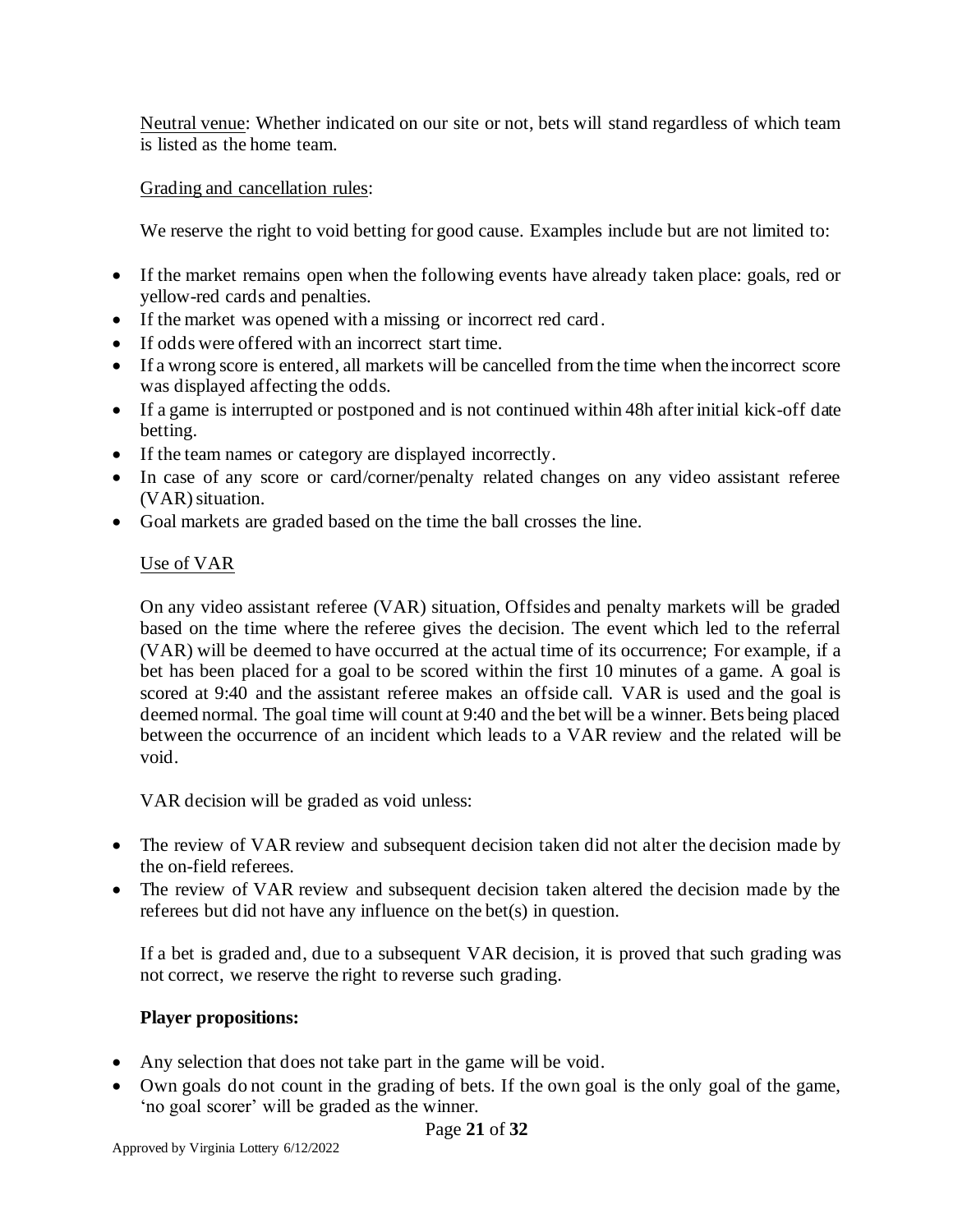<u>Neutral venue</u>: Whether indicated on our site or not, bets will stand regardless of which team is listed as the home team.

<u>Grading and cancellation rules</u>:

We reserve the right to void betting for good cause. Examples include but are not limited to:

- If the market remains open when the following events have already taken place: goals, red or yellow-red cards and penalties.
- If the market was opened with a missing or incorrect red card.
- If odds were offered with an incorrect start time.
- If a wrong score is entered, all markets will be cancelled from the time when the incorrect score was displayed affecting the odds.
- If a game is interrupted or postponed and is not continued within 48h after initial kick-off date betting.
- If the team names or category are displayed incorrectly.
- In case of any score or card/corner/penalty related changes on any video assistant referee (VAR) situation.
- Goal markets are graded based on the time the ball crosses the line.

<u>Use of VAR</u>

On any video assistant referee (VAR) situation, Offsides and penalty markets will be graded based on the time where the referee gives the decision. The event which led to the referral (VAR) will be deemed to have occurred at the actual time of its occurrence; For example, if a bet has been placed for a goal to be scored within the first 10 minutes of a game. A goal is scored at 9:40 and the assistant referee makes an offside call. VAR is used and the goal is deemed normal. The goal time will count at 9:40 and the bet will be a winner. Bets being placed between the occurrence of an incident which leads to a VAR review and the related will be void.

VAR decision will be graded as void unless:

- The review of VAR review and subsequent decision taken did not alter the decision made by the on-field referees.
- The review of VAR review and subsequent decision taken altered the decision made by the referees but did not have any influence on the bet(s) in question.

If a bet is graded and, due to a subsequent VAR decision, it is proved that such grading was not correct, we reserve the right to reverse such grading.

**Player propositions:**

- Any selection that does not take part in the game will be void.
- Own goals do not count in the grading of bets. If the own goal is the only goal of the game, 'no goal scorer' will be graded as the winner.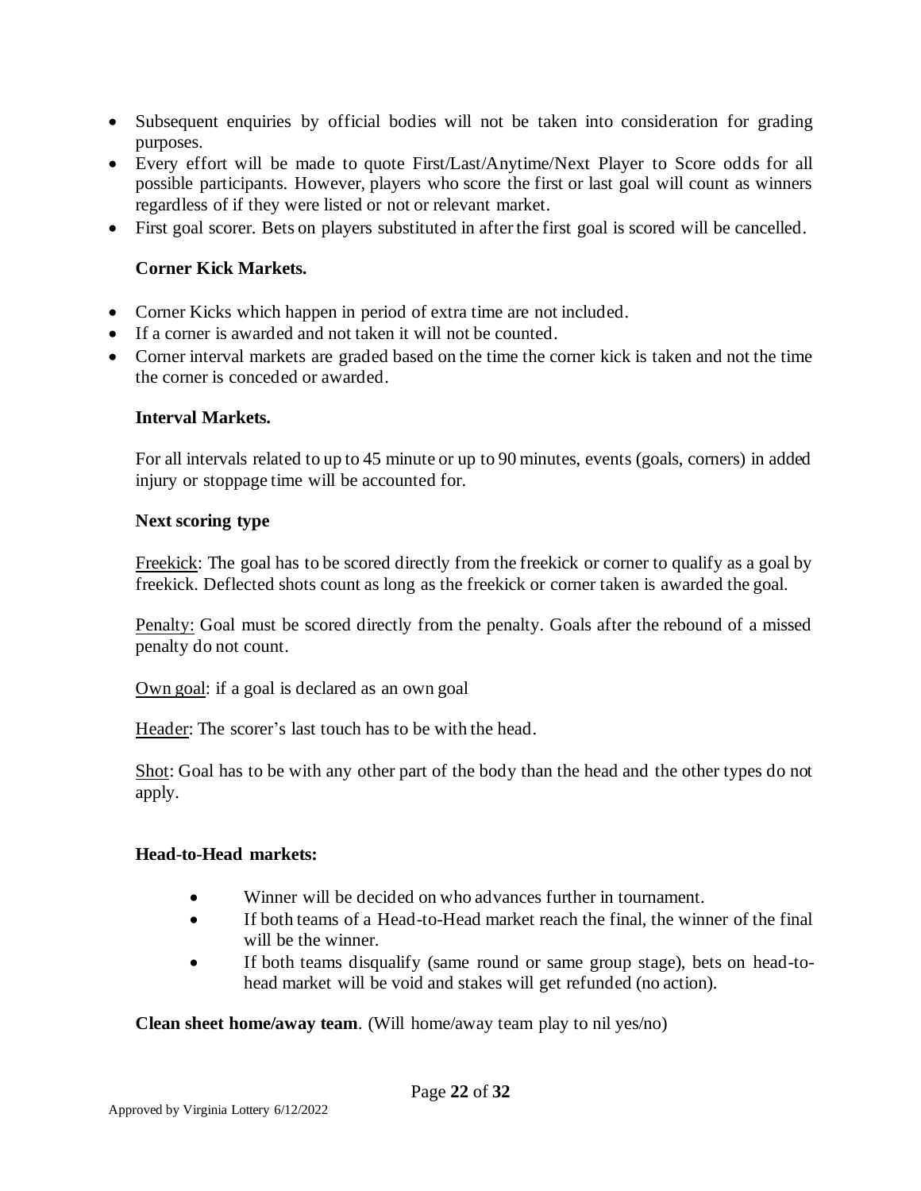- Subsequent enquiries by official bodies will not be taken into consideration for grading purposes.
- Every effort will be made to quote First/Last/Anytime/Next Player to Score odds for all possible participants. However, players who score the first or last goal will count as winners regardless of if they were listed or not or relevant market.
- First goal scorer. Bets on players substituted in after the first goal is scored will be cancelled.

**Corner Kick Markets.**

- Corner Kicks which happen in period of extra time are not included.
- If a corner is awarded and not taken it will not be counted.
- Corner interval markets are graded based on the time the corner kick is taken and not the time the corner is conceded or awarded.

**Interval Markets.**

For all intervals related to up to 45 minute or up to 90 minutes, events (goals, corners) in added injury or stoppage time will be accounted for.

**Next scoring type**

Freekick: The goal has to be scored directly from the freekick or corner to qualify as a goal by freekick. Deflected shots count as long as the freekick or corner taken is awarded the goal.

Penalty: Goal must be scored directly from the penalty. Goals after the rebound of a missed penalty do not count.

Own goal: if a goal is declared as an own goal

Header: The scorer's last touch has to be with the head.

Shot: Goal has to be with any other part of the body than the head and the other types do not apply.

**Head-to-Head markets:**

- Winner will be decided on who advances further in tournament.
- If both teams of a Head-to-Head market reach the final, the winner of the final will be the winner.
- If both teams disqualify (same round or same group stage), bets on head-to-head market will be void and stakes will get refunded (no action).

**Clean sheet home/away team**. (Will home/away team play to nil yes/no)

Approved by Virginia Lottery 6/12/2022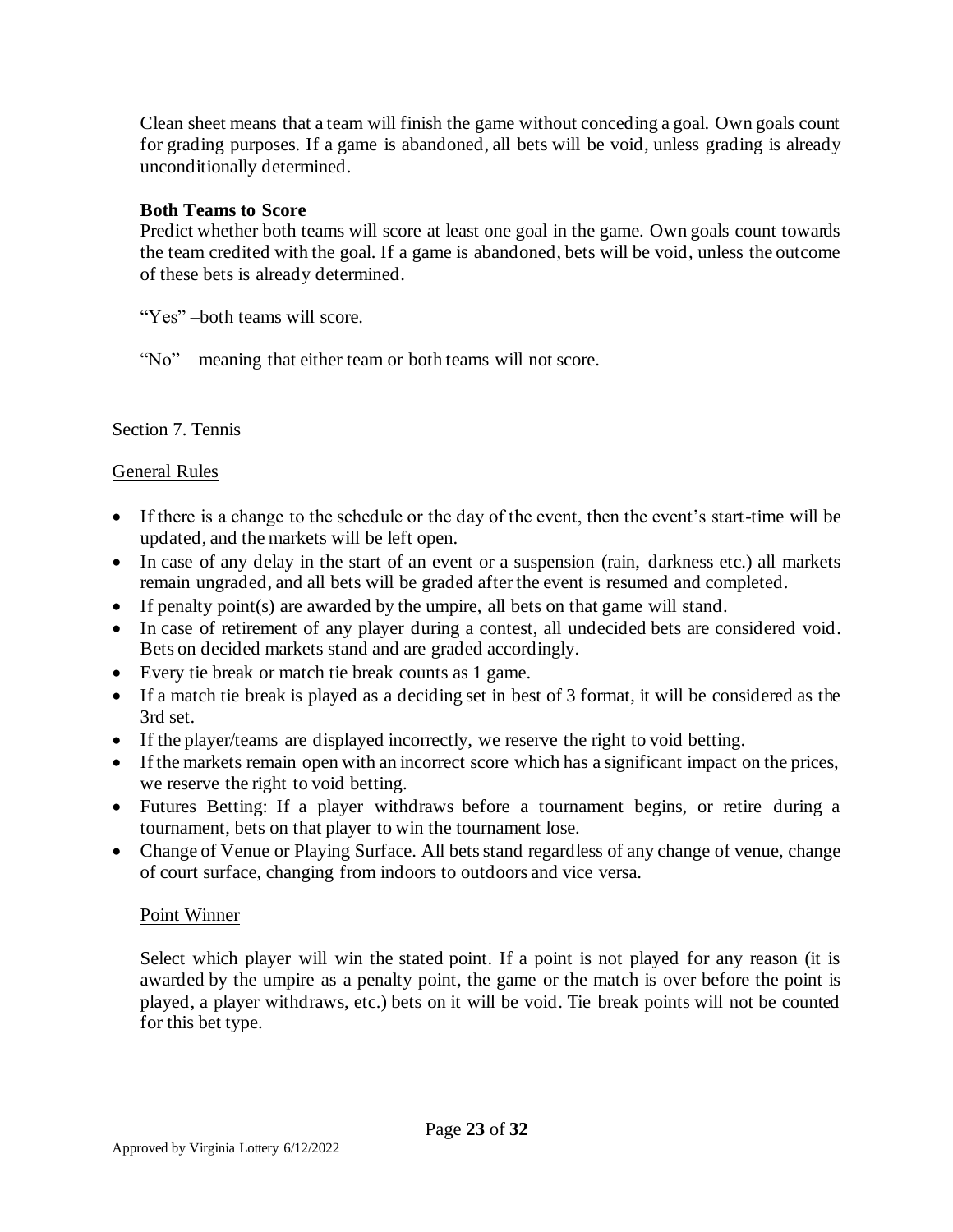Clean sheet means that a team will finish the game without conceding a goal. Own goals count for grading purposes. If a game is abandoned, all bets will be void, unless grading is already unconditionally determined.

**Both Teams to Score**

Predict whether both teams will score at least one goal in the game. Own goals count towards the team credited with the goal. If a game is abandoned, bets will be void, unless the outcome of these bets is already determined.

"Yes" –both teams will score.

"No" – meaning that either team or both teams will not score.

## Section 7. Tennis

### General Rules

- If there is a change to the schedule or the day of the event, then the event's start-time will be updated, and the markets will be left open.
- In case of any delay in the start of an event or a suspension (rain, darkness etc.) all markets remain ungraded, and all bets will be graded after the event is resumed and completed.
- If penalty point(s) are awarded by the umpire, all bets on that game will stand.
- In case of retirement of any player during a contest, all undecided bets are considered void. Bets on decided markets stand and are graded accordingly.
- Every tie break or match tie break counts as 1 game.
- If a match tie break is played as a deciding set in best of 3 format, it will be considered as the 3rd set.
- If the player/teams are displayed incorrectly, we reserve the right to void betting.
- If the markets remain open with an incorrect score which has a significant impact on the prices, we reserve the right to void betting.
- Futures Betting: If a player withdraws before a tournament begins, or retire during a tournament, bets on that player to win the tournament lose.
- Change of Venue or Playing Surface. All bets stand regardless of any change of venue, change of court surface, changing from indoors to outdoors and vice versa.

### Point Winner

Select which player will win the stated point. If a point is not played for any reason (it is awarded by the umpire as a penalty point, the game or the match is over before the point is played, a player withdraws, etc.) bets on it will be void. Tie break points will not be counted for this bet type.

Approved by Virginia Lottery 6/12/2022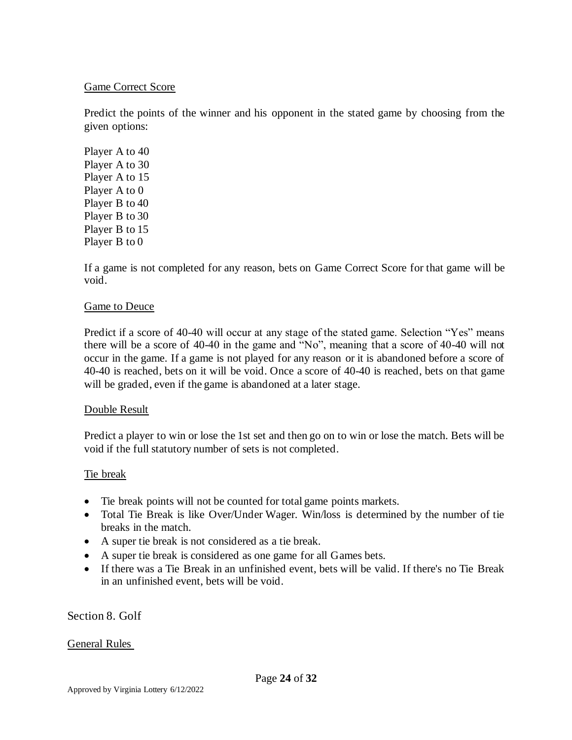### Game Correct Score

Predict the points of the winner and his opponent in the stated game by choosing from the given options:

Player A to 40
Player A to 30
Player A to 15
Player A to 0
Player B to 40
Player B to 30
Player B to 15
Player B to 0

If a game is not completed for any reason, bets on Game Correct Score for that game will be void.

### Game to Deuce

Predict if a score of 40-40 will occur at any stage of the stated game. Selection "Yes" means there will be a score of 40-40 in the game and "No", meaning that a score of 40-40 will not occur in the game. If a game is not played for any reason or it is abandoned before a score of 40-40 is reached, bets on it will be void. Once a score of 40-40 is reached, bets on that game will be graded, even if the game is abandoned at a later stage.

### Double Result

Predict a player to win or lose the 1st set and then go on to win or lose the match. Bets will be void if the full statutory number of sets is not completed.

### Tie break

- Tie break points will not be counted for total game points markets.
- Total Tie Break is like Over/Under Wager. Win/loss is determined by the number of tie breaks in the match.
- A super tie break is not considered as a tie break.
- A super tie break is considered as one game for all Games bets.
- If there was a Tie Break in an unfinished event, bets will be valid. If there's no Tie Break in an unfinished event, bets will be void.

## Section 8. Golf

### General Rules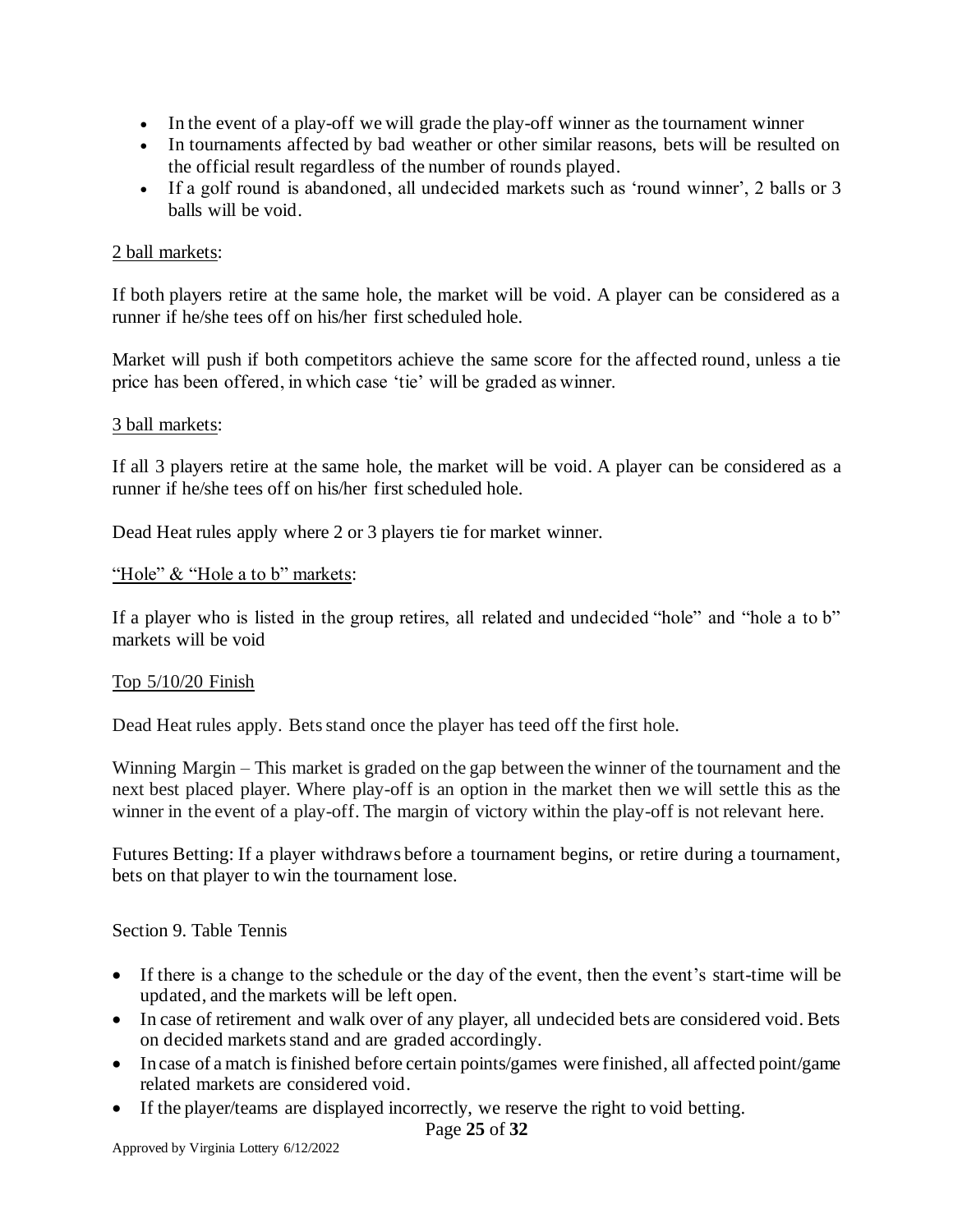- In the event of a play-off we will grade the play-off winner as the tournament winner
- In tournaments affected by bad weather or other similar reasons, bets will be resulted on the official result regardless of the number of rounds played.
- If a golf round is abandoned, all undecided markets such as 'round winner', 2 balls or 3 balls will be void.

2 ball markets:

If both players retire at the same hole, the market will be void. A player can be considered as a runner if he/she tees off on his/her first scheduled hole.

Market will push if both competitors achieve the same score for the affected round, unless a tie price has been offered, in which case 'tie' will be graded as winner.

3 ball markets:

If all 3 players retire at the same hole, the market will be void. A player can be considered as a runner if he/she tees off on his/her first scheduled hole.

Dead Heat rules apply where 2 or 3 players tie for market winner.

"Hole" & "Hole a to b" markets:

If a player who is listed in the group retires, all related and undecided "hole" and "hole a to b" markets will be void

Top 5/10/20 Finish

Dead Heat rules apply. Bets stand once the player has teed off the first hole.

Winning Margin – This market is graded on the gap between the winner of the tournament and the next best placed player. Where play-off is an option in the market then we will settle this as the winner in the event of a play-off. The margin of victory within the play-off is not relevant here.

Futures Betting: If a player withdraws before a tournament begins, or retire during a tournament, bets on that player to win the tournament lose.

Section 9. Table Tennis

- If there is a change to the schedule or the day of the event, then the event's start-time will be updated, and the markets will be left open.
- In case of retirement and walk over of any player, all undecided bets are considered void. Bets on decided markets stand and are graded accordingly.
- In case of a match is finished before certain points/games were finished, all affected point/game related markets are considered void.
- If the player/teams are displayed incorrectly, we reserve the right to void betting.

Approved by Virginia Lottery 6/12/2022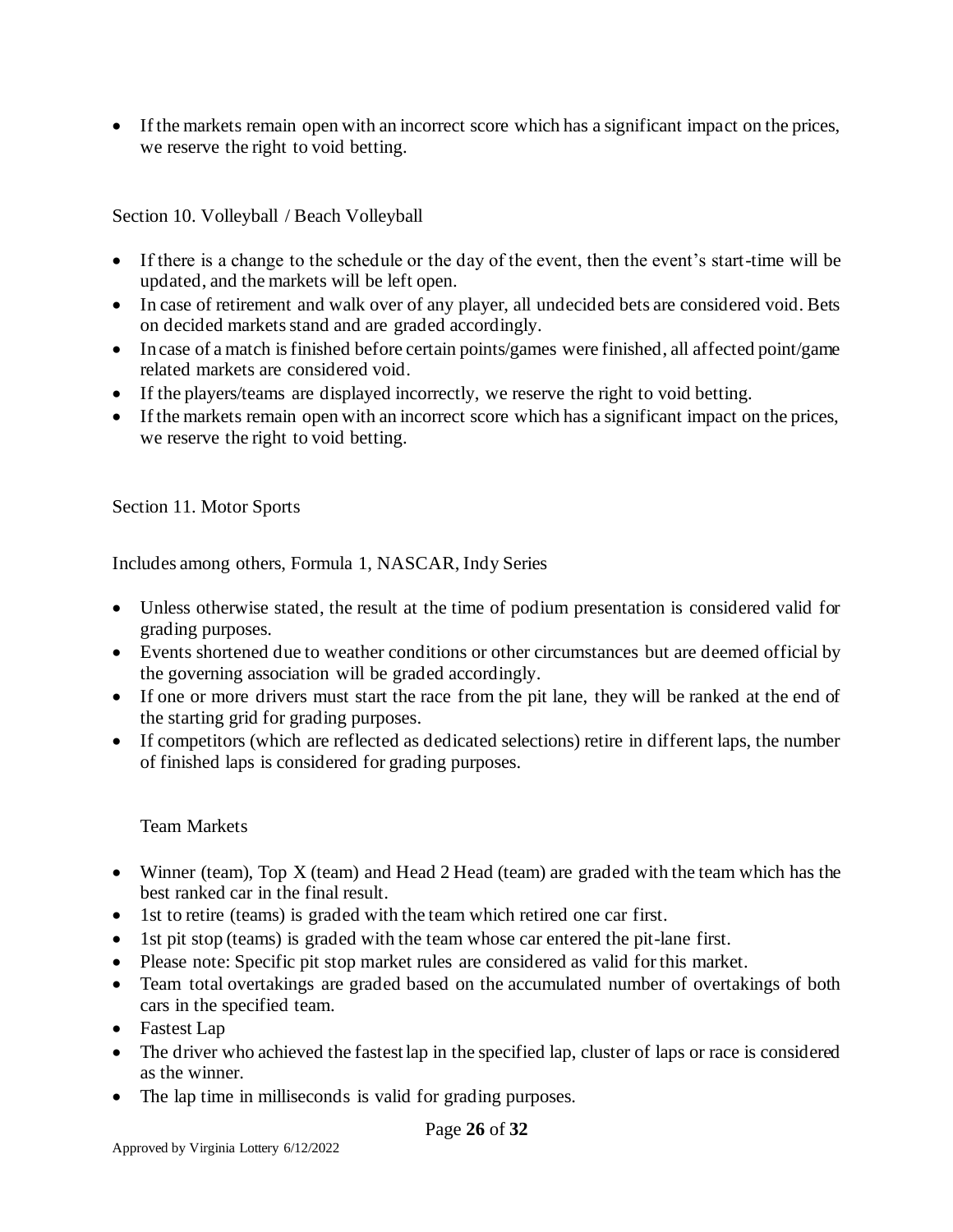- If the markets remain open with an incorrect score which has a significant impact on the prices, we reserve the right to void betting.

## Section 10. Volleyball / Beach Volleyball

- If there is a change to the schedule or the day of the event, then the event's start-time will be updated, and the markets will be left open.
- In case of retirement and walk over of any player, all undecided bets are considered void. Bets on decided markets stand and are graded accordingly.
- In case of a match is finished before certain points/games were finished, all affected point/game related markets are considered void.
- If the players/teams are displayed incorrectly, we reserve the right to void betting.
- If the markets remain open with an incorrect score which has a significant impact on the prices, we reserve the right to void betting.

## Section 11. Motor Sports

Includes among others, Formula 1, NASCAR, Indy Series

- Unless otherwise stated, the result at the time of podium presentation is considered valid for grading purposes.
- Events shortened due to weather conditions or other circumstances but are deemed official by the governing association will be graded accordingly.
- If one or more drivers must start the race from the pit lane, they will be ranked at the end of the starting grid for grading purposes.
- If competitors (which are reflected as dedicated selections) retire in different laps, the number of finished laps is considered for grading purposes.

### Team Markets

- Winner (team), Top X (team) and Head 2 Head (team) are graded with the team which has the best ranked car in the final result.
- 1st to retire (teams) is graded with the team which retired one car first.
- 1st pit stop (teams) is graded with the team whose car entered the pit-lane first.
- Please note: Specific pit stop market rules are considered as valid for this market.
- Team total overtakings are graded based on the accumulated number of overtakings of both cars in the specified team.
- Fastest Lap
- The driver who achieved the fastest lap in the specified lap, cluster of laps or race is considered as the winner.
- The lap time in milliseconds is valid for grading purposes.

Approved by Virginia Lottery 6/12/2022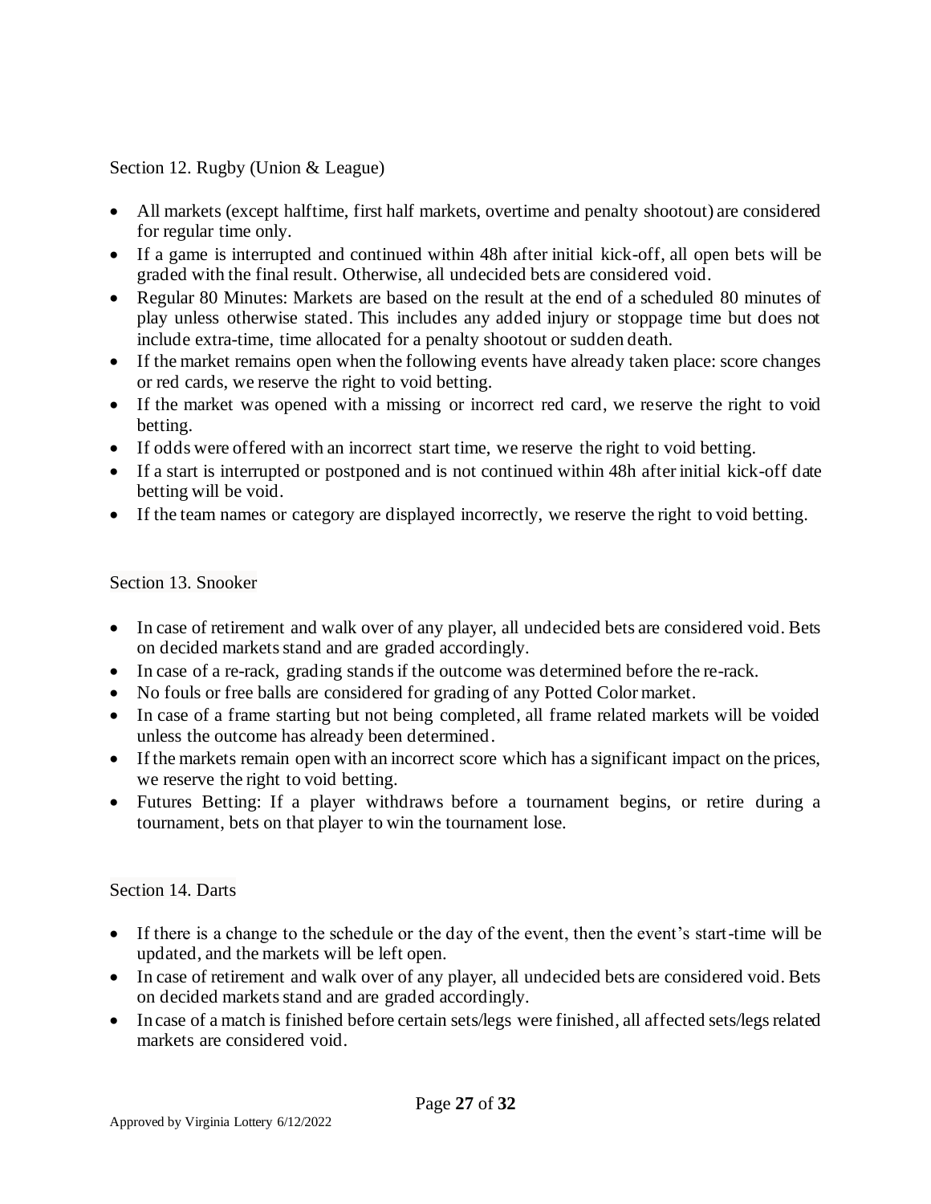## Section 12. Rugby (Union & League)

- All markets (except halftime, first half markets, overtime and penalty shootout) are considered for regular time only.
- If a game is interrupted and continued within 48h after initial kick-off, all open bets will be graded with the final result. Otherwise, all undecided bets are considered void.
- Regular 80 Minutes: Markets are based on the result at the end of a scheduled 80 minutes of play unless otherwise stated. This includes any added injury or stoppage time but does not include extra-time, time allocated for a penalty shootout or sudden death.
- If the market remains open when the following events have already taken place: score changes or red cards, we reserve the right to void betting.
- If the market was opened with a missing or incorrect red card, we reserve the right to void betting.
- If odds were offered with an incorrect start time, we reserve the right to void betting.
- If a start is interrupted or postponed and is not continued within 48h after initial kick-off date betting will be void.
- If the team names or category are displayed incorrectly, we reserve the right to void betting.

## Section 13. Snooker

- In case of retirement and walk over of any player, all undecided bets are considered void. Bets on decided markets stand and are graded accordingly.
- In case of a re-rack, grading stands if the outcome was determined before the re-rack.
- No fouls or free balls are considered for grading of any Potted Color market.
- In case of a frame starting but not being completed, all frame related markets will be voided unless the outcome has already been determined.
- If the markets remain open with an incorrect score which has a significant impact on the prices, we reserve the right to void betting.
- Futures Betting: If a player withdraws before a tournament begins, or retire during a tournament, bets on that player to win the tournament lose.

## Section 14. Darts

- If there is a change to the schedule or the day of the event, then the event's start-time will be updated, and the markets will be left open.
- In case of retirement and walk over of any player, all undecided bets are considered void. Bets on decided markets stand and are graded accordingly.
- In case of a match is finished before certain sets/legs were finished, all affected sets/legs related markets are considered void.

Approved by Virginia Lottery 6/12/2022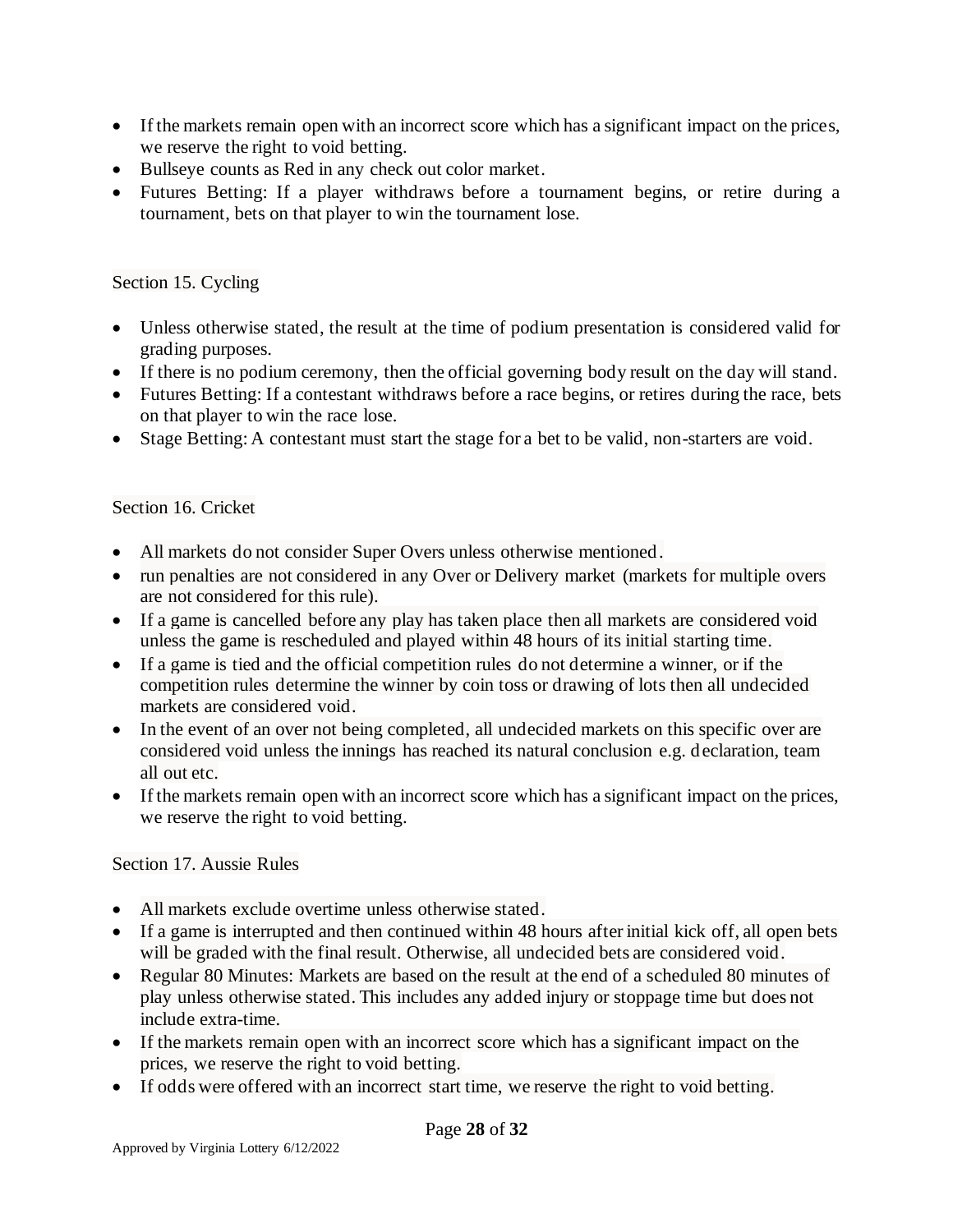- If the markets remain open with an incorrect score which has a significant impact on the prices, we reserve the right to void betting.
- Bullseye counts as Red in any check out color market.
- Futures Betting: If a player withdraws before a tournament begins, or retire during a tournament, bets on that player to win the tournament lose.

## Section 15. Cycling

- Unless otherwise stated, the result at the time of podium presentation is considered valid for grading purposes.
- If there is no podium ceremony, then the official governing body result on the day will stand.
- Futures Betting: If a contestant withdraws before a race begins, or retires during the race, bets on that player to win the race lose.
- Stage Betting: A contestant must start the stage for a bet to be valid, non-starters are void.

## Section 16. Cricket

- All markets do not consider Super Overs unless otherwise mentioned.
- run penalties are not considered in any Over or Delivery market (markets for multiple overs are not considered for this rule).
- If a game is cancelled before any play has taken place then all markets are considered void unless the game is rescheduled and played within 48 hours of its initial starting time.
- If a game is tied and the official competition rules do not determine a winner, or if the competition rules determine the winner by coin toss or drawing of lots then all undecided markets are considered void.
- In the event of an over not being completed, all undecided markets on this specific over are considered void unless the innings has reached its natural conclusion e.g. declaration, team all out etc.
- If the markets remain open with an incorrect score which has a significant impact on the prices, we reserve the right to void betting.

## Section 17. Aussie Rules

- All markets exclude overtime unless otherwise stated.
- If a game is interrupted and then continued within 48 hours after initial kick off, all open bets will be graded with the final result. Otherwise, all undecided bets are considered void.
- Regular 80 Minutes: Markets are based on the result at the end of a scheduled 80 minutes of play unless otherwise stated. This includes any added injury or stoppage time but does not include extra-time.
- If the markets remain open with an incorrect score which has a significant impact on the prices, we reserve the right to void betting.
- If odds were offered with an incorrect start time, we reserve the right to void betting.

Approved by Virginia Lottery 6/12/2022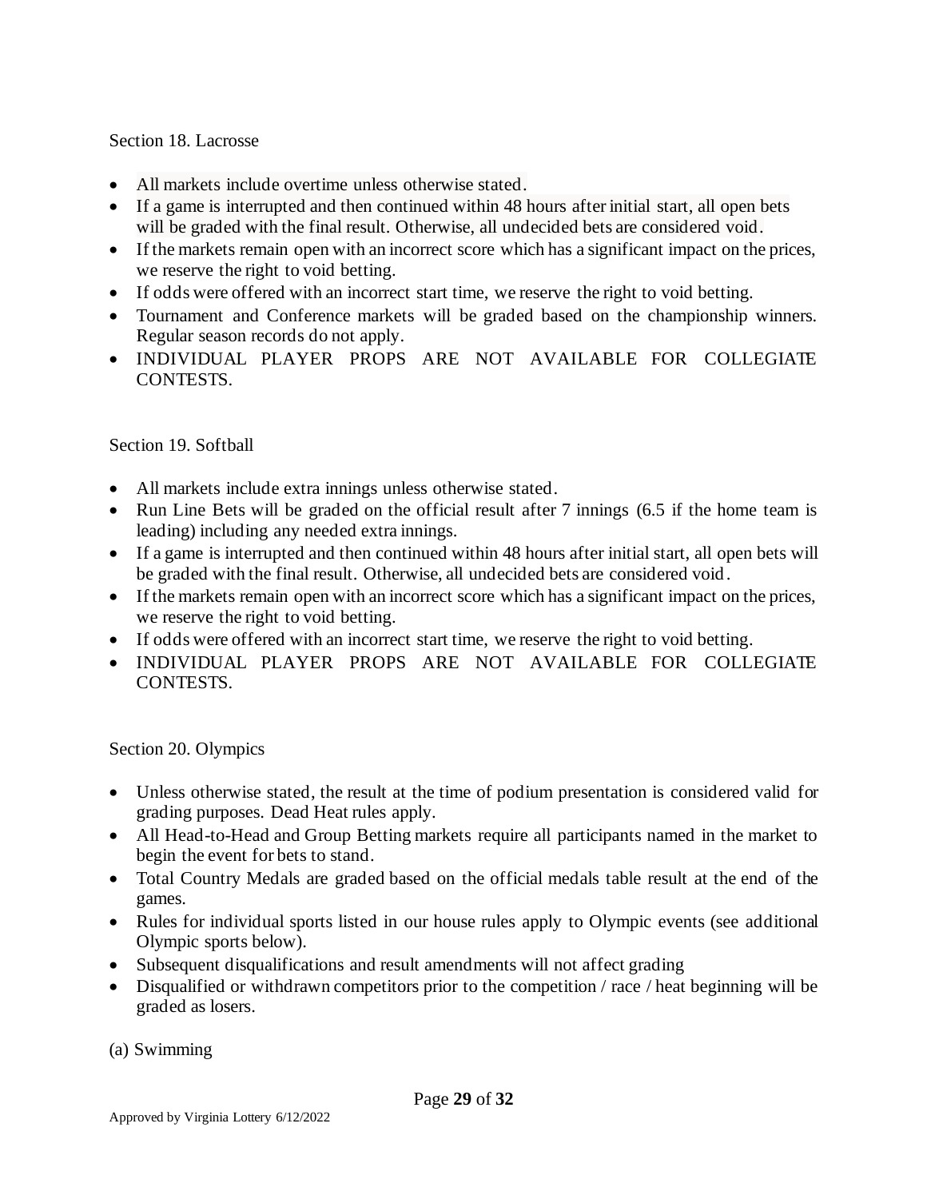## Section 18. Lacrosse

- All markets include overtime unless otherwise stated.
- If a game is interrupted and then continued within 48 hours after initial start, all open bets will be graded with the final result. Otherwise, all undecided bets are considered void.
- If the markets remain open with an incorrect score which has a significant impact on the prices, we reserve the right to void betting.
- If odds were offered with an incorrect start time, we reserve the right to void betting.
- Tournament and Conference markets will be graded based on the championship winners. Regular season records do not apply.
- INDIVIDUAL PLAYER PROPS ARE NOT AVAILABLE FOR COLLEGIATE CONTESTS.

## Section 19. Softball

- All markets include extra innings unless otherwise stated.
- Run Line Bets will be graded on the official result after 7 innings (6.5 if the home team is leading) including any needed extra innings.
- If a game is interrupted and then continued within 48 hours after initial start, all open bets will be graded with the final result. Otherwise, all undecided bets are considered void.
- If the markets remain open with an incorrect score which has a significant impact on the prices, we reserve the right to void betting.
- If odds were offered with an incorrect start time, we reserve the right to void betting.
- INDIVIDUAL PLAYER PROPS ARE NOT AVAILABLE FOR COLLEGIATE CONTESTS.

## Section 20. Olympics

- Unless otherwise stated, the result at the time of podium presentation is considered valid for grading purposes. Dead Heat rules apply.
- All Head-to-Head and Group Betting markets require all participants named in the market to begin the event for bets to stand.
- Total Country Medals are graded based on the official medals table result at the end of the games.
- Rules for individual sports listed in our house rules apply to Olympic events (see additional Olympic sports below).
- Subsequent disqualifications and result amendments will not affect grading
- Disqualified or withdrawn competitors prior to the competition / race / heat beginning will be graded as losers.

### (a) Swimming

Approved by Virginia Lottery 6/12/2022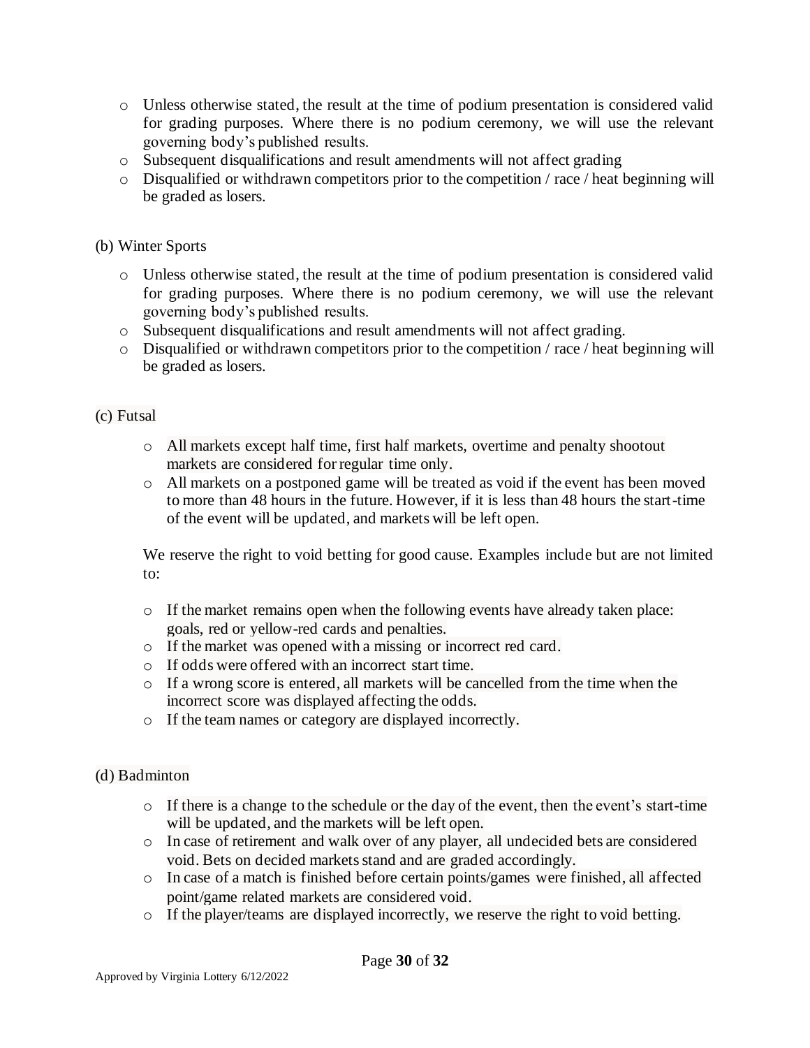- Unless otherwise stated, the result at the time of podium presentation is considered valid for grading purposes. Where there is no podium ceremony, we will use the relevant governing body's published results.
- Subsequent disqualifications and result amendments will not affect grading
- Disqualified or withdrawn competitors prior to the competition / race / heat beginning will be graded as losers.

(b) Winter Sports

- Unless otherwise stated, the result at the time of podium presentation is considered valid for grading purposes. Where there is no podium ceremony, we will use the relevant governing body's published results.
- Subsequent disqualifications and result amendments will not affect grading.
- Disqualified or withdrawn competitors prior to the competition / race / heat beginning will be graded as losers.

(c) Futsal

- All markets except half time, first half markets, overtime and penalty shootout markets are considered for regular time only.
- All markets on a postponed game will be treated as void if the event has been moved to more than 48 hours in the future. However, if it is less than 48 hours the start-time of the event will be updated, and markets will be left open.

We reserve the right to void betting for good cause. Examples include but are not limited to:

- If the market remains open when the following events have already taken place: goals, red or yellow-red cards and penalties.
- If the market was opened with a missing or incorrect red card.
- If odds were offered with an incorrect start time.
- If a wrong score is entered, all markets will be cancelled from the time when the incorrect score was displayed affecting the odds.
- If the team names or category are displayed incorrectly.

(d) Badminton

- If there is a change to the schedule or the day of the event, then the event's start-time will be updated, and the markets will be left open.
- In case of retirement and walk over of any player, all undecided bets are considered void. Bets on decided markets stand and are graded accordingly.
- In case of a match is finished before certain points/games were finished, all affected point/game related markets are considered void.
- If the player/teams are displayed incorrectly, we reserve the right to void betting.

Approved by Virginia Lottery 6/12/2022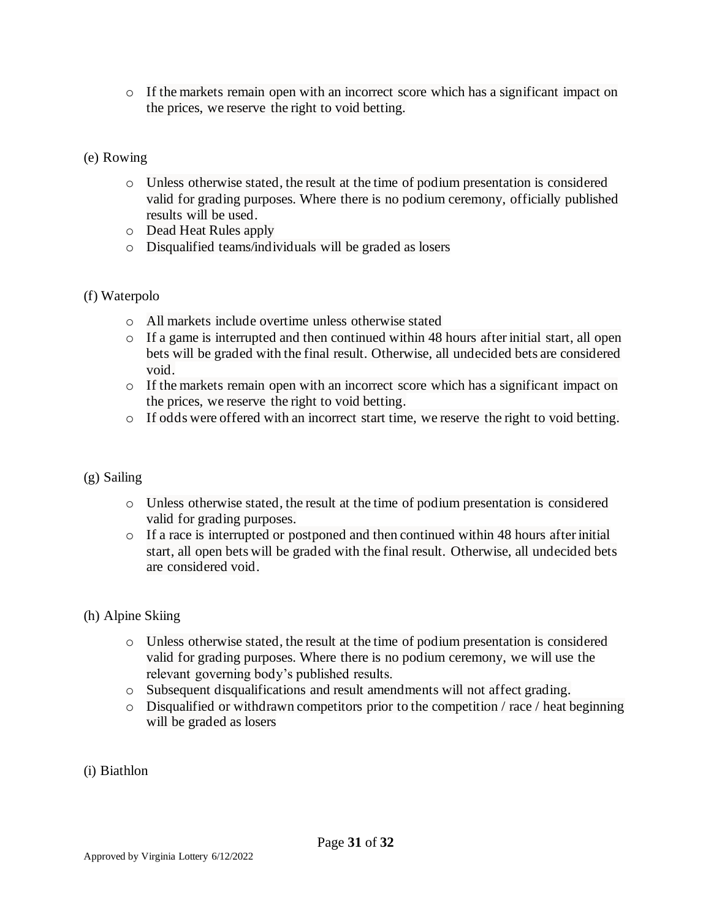- If the markets remain open with an incorrect score which has a significant impact on the prices, we reserve the right to void betting.

(e) Rowing

- Unless otherwise stated, the result at the time of podium presentation is considered valid for grading purposes. Where there is no podium ceremony, officially published results will be used.
- Dead Heat Rules apply
- Disqualified teams/individuals will be graded as losers

(f) Waterpolo

- All markets include overtime unless otherwise stated
- If a game is interrupted and then continued within 48 hours after initial start, all open bets will be graded with the final result. Otherwise, all undecided bets are considered void.
- If the markets remain open with an incorrect score which has a significant impact on the prices, we reserve the right to void betting.
- If odds were offered with an incorrect start time, we reserve the right to void betting.

(g) Sailing

- Unless otherwise stated, the result at the time of podium presentation is considered valid for grading purposes.
- If a race is interrupted or postponed and then continued within 48 hours after initial start, all open bets will be graded with the final result. Otherwise, all undecided bets are considered void.

(h) Alpine Skiing

- Unless otherwise stated, the result at the time of podium presentation is considered valid for grading purposes. Where there is no podium ceremony, we will use the relevant governing body's published results.
- Subsequent disqualifications and result amendments will not affect grading.
- Disqualified or withdrawn competitors prior to the competition / race / heat beginning will be graded as losers

(i) Biathlon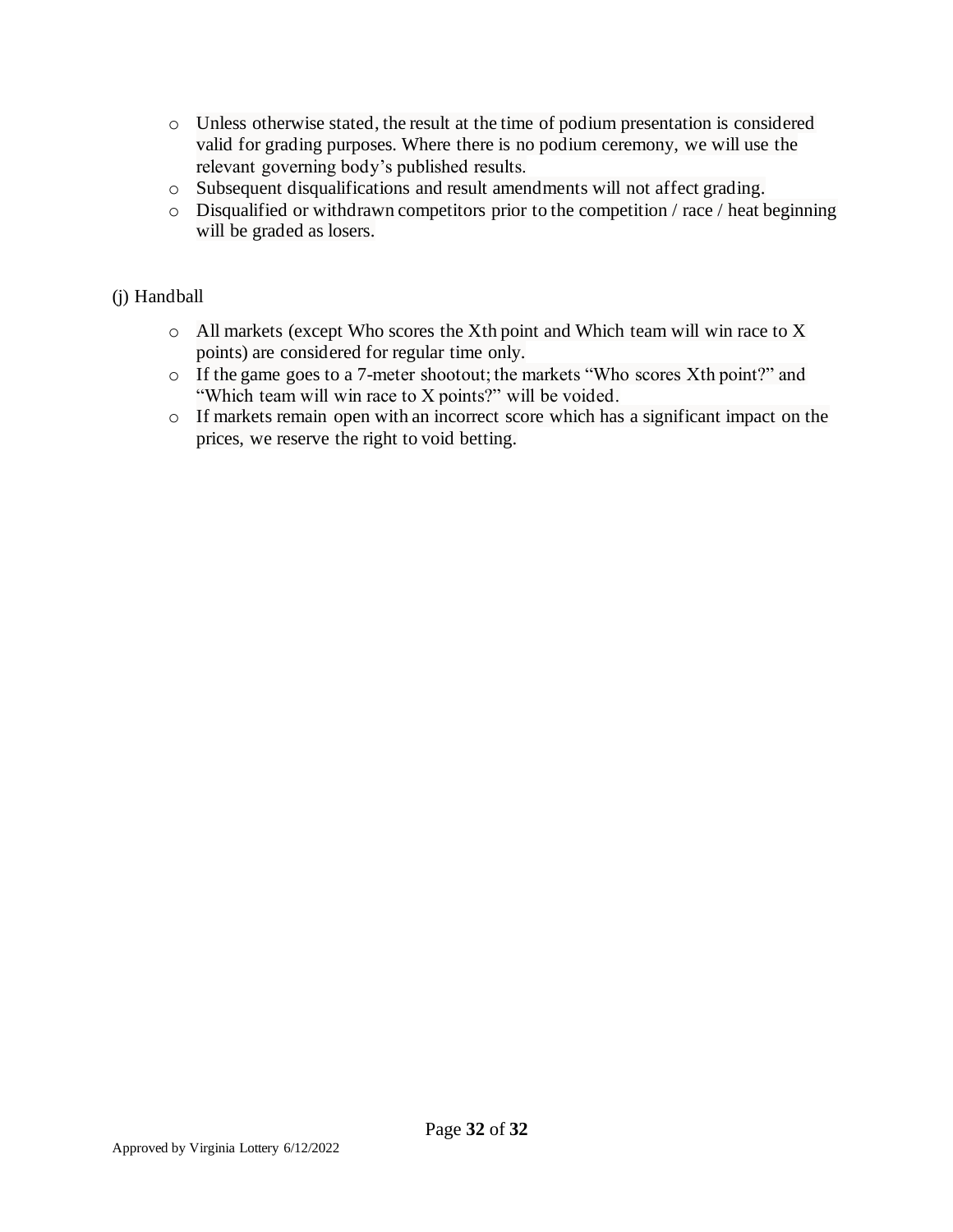- Unless otherwise stated, the result at the time of podium presentation is considered valid for grading purposes. Where there is no podium ceremony, we will use the relevant governing body's published results.
- Subsequent disqualifications and result amendments will not affect grading.
- Disqualified or withdrawn competitors prior to the competition / race / heat beginning will be graded as losers.

(j) Handball

- All markets (except Who scores the Xth point and Which team will win race to X points) are considered for regular time only.
- If the game goes to a 7-meter shootout; the markets "Who scores Xth point?" and "Which team will win race to X points?" will be voided.
- If markets remain open with an incorrect score which has a significant impact on the prices, we reserve the right to void betting.

Approved by Virginia Lottery 6/12/2022